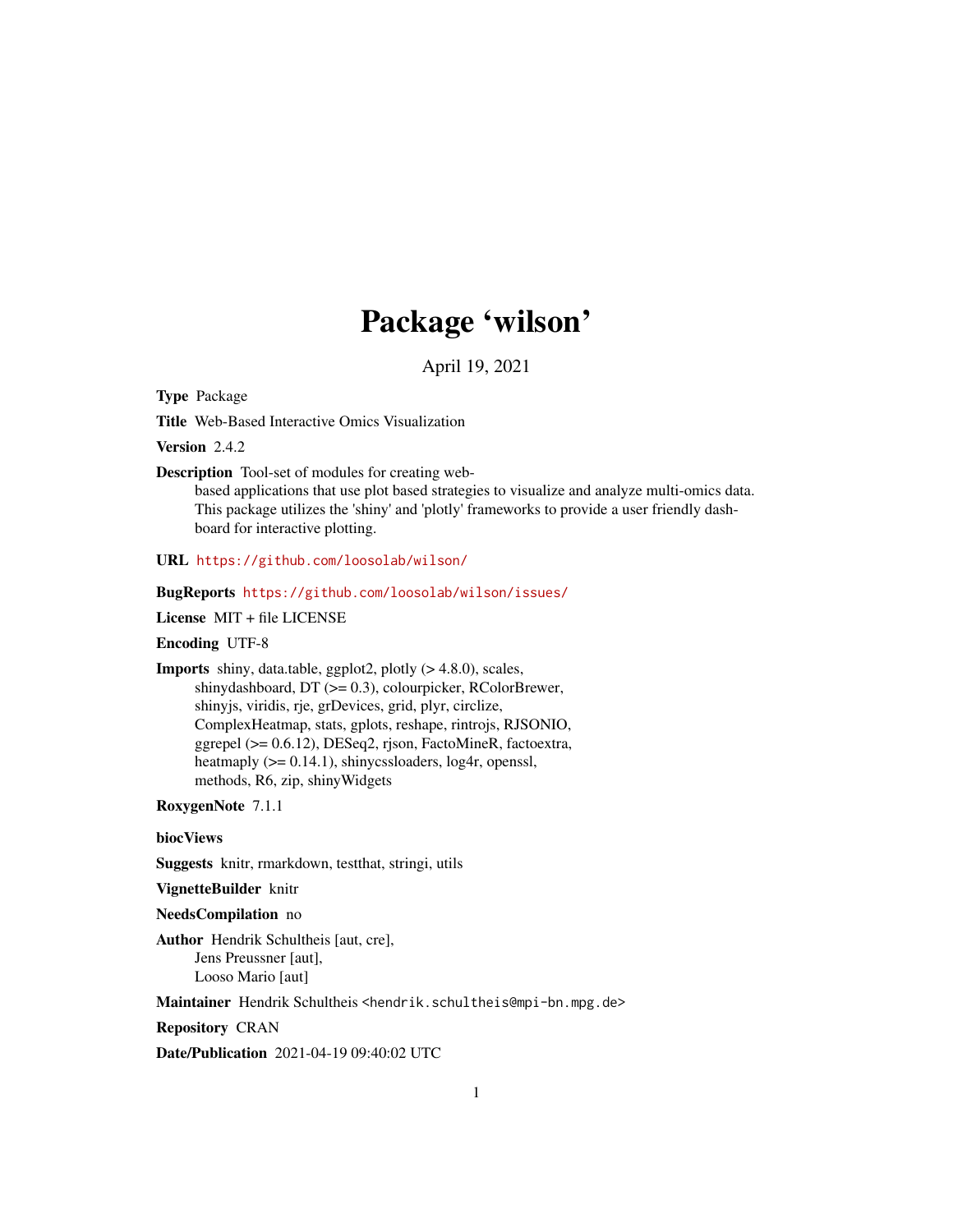# Package 'wilson'

April 19, 2021

**Type** Package

**Title** Web-Based Interactive Omics Visualization

**Version** 2.4.2

**Description** Tool-set of modules for creating web-based applications that use plot based strategies to visualize and analyze multi-omics data. This package utilizes the 'shiny' and 'plotly' frameworks to provide a user friendly dashboard for interactive plotting.

**URL** https://github.com/loosolab/wilson/

**BugReports** https://github.com/loosolab/wilson/issues/

**License** MIT + file LICENSE

**Encoding** UTF-8

**Imports** shiny, data.table, ggplot2, plotly (> 4.8.0), scales, shinydashboard, DT (>= 0.3), colourpicker, RColorBrewer, shinyjs, viridis, rje, grDevices, grid, plyr, circlize, ComplexHeatmap, stats, gplots, reshape, rintrojs, RJSONIO, ggrepel (>= 0.6.12), DESeq2, rjson, FactoMineR, factoextra, heatmaply (>= 0.14.1), shinycssloaders, log4r, openssl, methods, R6, zip, shinyWidgets

**RoxygenNote** 7.1.1

**biocViews**

**Suggests** knitr, rmarkdown, testthat, stringi, utils

**VignetteBuilder** knitr

**NeedsCompilation** no

**Author** Hendrik Schultheis [aut, cre], Jens Preussner [aut], Looso Mario [aut]

**Maintainer** Hendrik Schultheis <hendrik.schultheis@mpi-bn.mpg.de>

**Repository** CRAN

**Date/Publication** 2021-04-19 09:40:02 UTC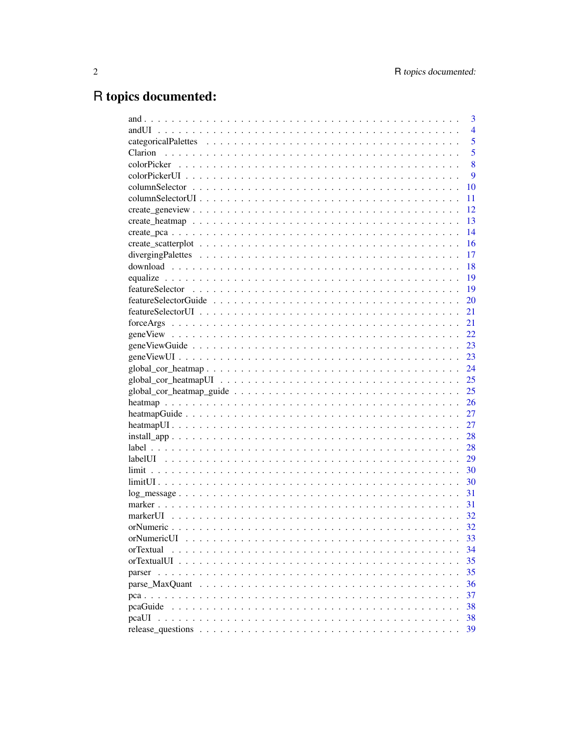# R topics documented:

| | |
|---|---|
| and | 3 |
| andUI | 4 |
| categoricalPalettes | 5 |
| Clarion | 5 |
| colorPicker | 8 |
| colorPickerUI | 9 |
| columnSelector | 10 |
| columnSelectorUI | 11 |
| create_geneview | 12 |
| create_heatmap | 13 |
| create_pca | 14 |
| create_scatterplot | 16 |
| divergingPalettes | 17 |
| download | 18 |
| equalize | 19 |
| featureSelector | 19 |
| featureSelectorGuide | 20 |
| featureSelectorUI | 21 |
| forceArgs | 21 |
| geneView | 22 |
| geneViewGuide | 23 |
| geneViewUI | 23 |
| global_cor_heatmap | 24 |
| global_cor_heatmapUI | 25 |
| global_cor_heatmap_guide | 25 |
| heatmap | 26 |
| heatmapGuide | 27 |
| heatmapUI | 27 |
| install_app | 28 |
| label | 28 |
| labelUI | 29 |
| limit | 30 |
| limitUI | 30 |
| log_message | 31 |
| marker | 31 |
| markerUI | 32 |
| orNumeric | 32 |
| orNumericUI | 33 |
| orTextual | 34 |
| orTextualUI | 35 |
| parser | 35 |
| parse_MaxQuant | 36 |
| pca | 37 |
| pcaGuide | 38 |
| pcaUI | 38 |
| release_questions | 39 |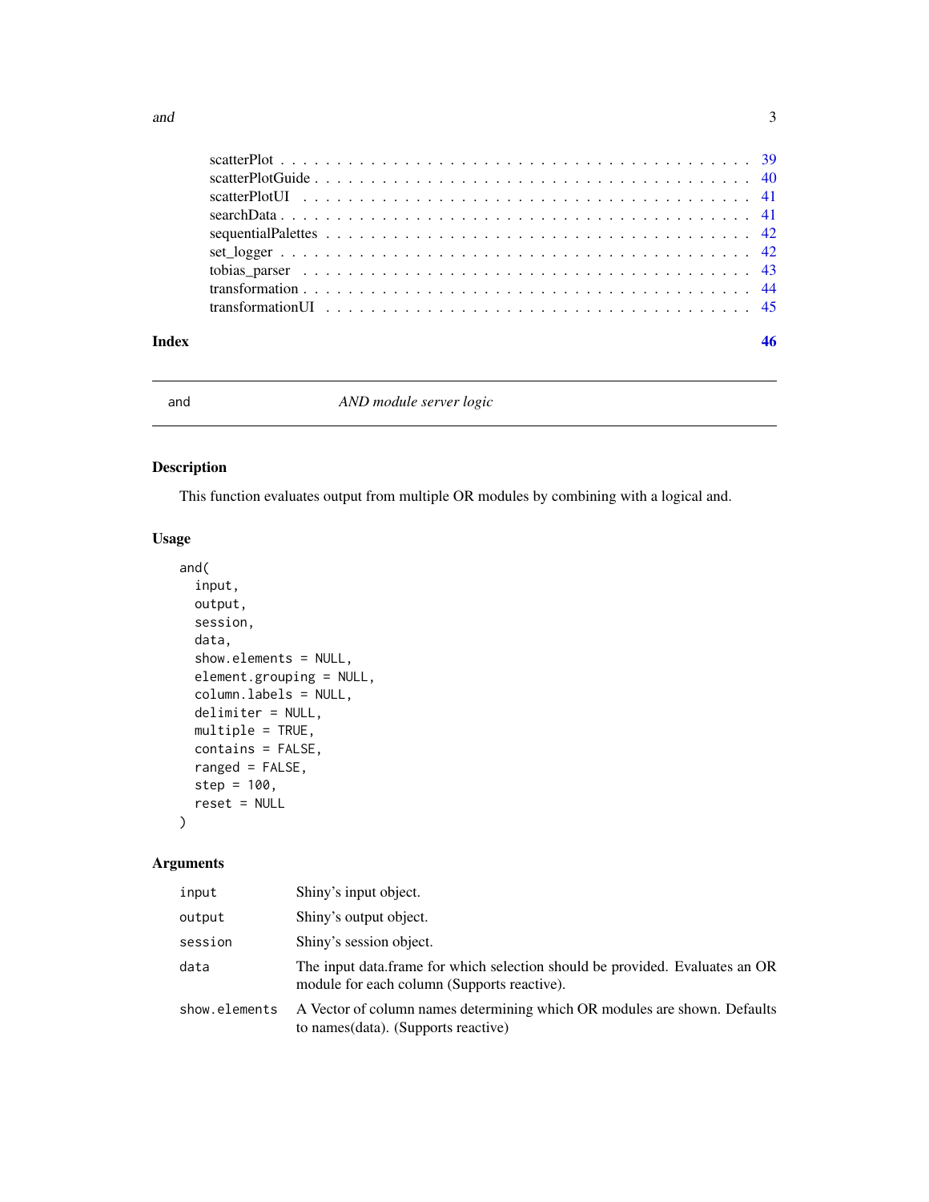scatterPlot . . . . . . . . . . . . . . . . . . . . . . . . . . . . . . . . . . . . . . . 39
scatterPlotGuide . . . . . . . . . . . . . . . . . . . . . . . . . . . . . . . . . . . . . 40
scatterPlotUI . . . . . . . . . . . . . . . . . . . . . . . . . . . . . . . . . . . . . . 41
searchData . . . . . . . . . . . . . . . . . . . . . . . . . . . . . . . . . . . . . . . 41
sequentialPalettes . . . . . . . . . . . . . . . . . . . . . . . . . . . . . . . . . . . . 42
set_logger . . . . . . . . . . . . . . . . . . . . . . . . . . . . . . . . . . . . . . . 42
tobias_parser . . . . . . . . . . . . . . . . . . . . . . . . . . . . . . . . . . . . . . 43
transformation . . . . . . . . . . . . . . . . . . . . . . . . . . . . . . . . . . . . . . 44
transformationUI . . . . . . . . . . . . . . . . . . . . . . . . . . . . . . . . . . . . . 45

**Index** **46**

---

## and — *AND module server logic*

### Description

This function evaluates output from multiple OR modules by combining with a logical and.

### Usage

```
and(
  input,
  output,
  session,
  data,
  show.elements = NULL,
  element.grouping = NULL,
  column.labels = NULL,
  delimiter = NULL,
  multiple = TRUE,
  contains = FALSE,
  ranged = FALSE,
  step = 100,
  reset = NULL
)
```

### Arguments

| | |
|---|---|
| `input` | Shiny's input object. |
| `output` | Shiny's output object. |
| `session` | Shiny's session object. |
| `data` | The input data.frame for which selection should be provided. Evaluates an OR module for each column (Supports reactive). |
| `show.elements` | A Vector of column names determining which OR modules are shown. Defaults to names(data). (Supports reactive) |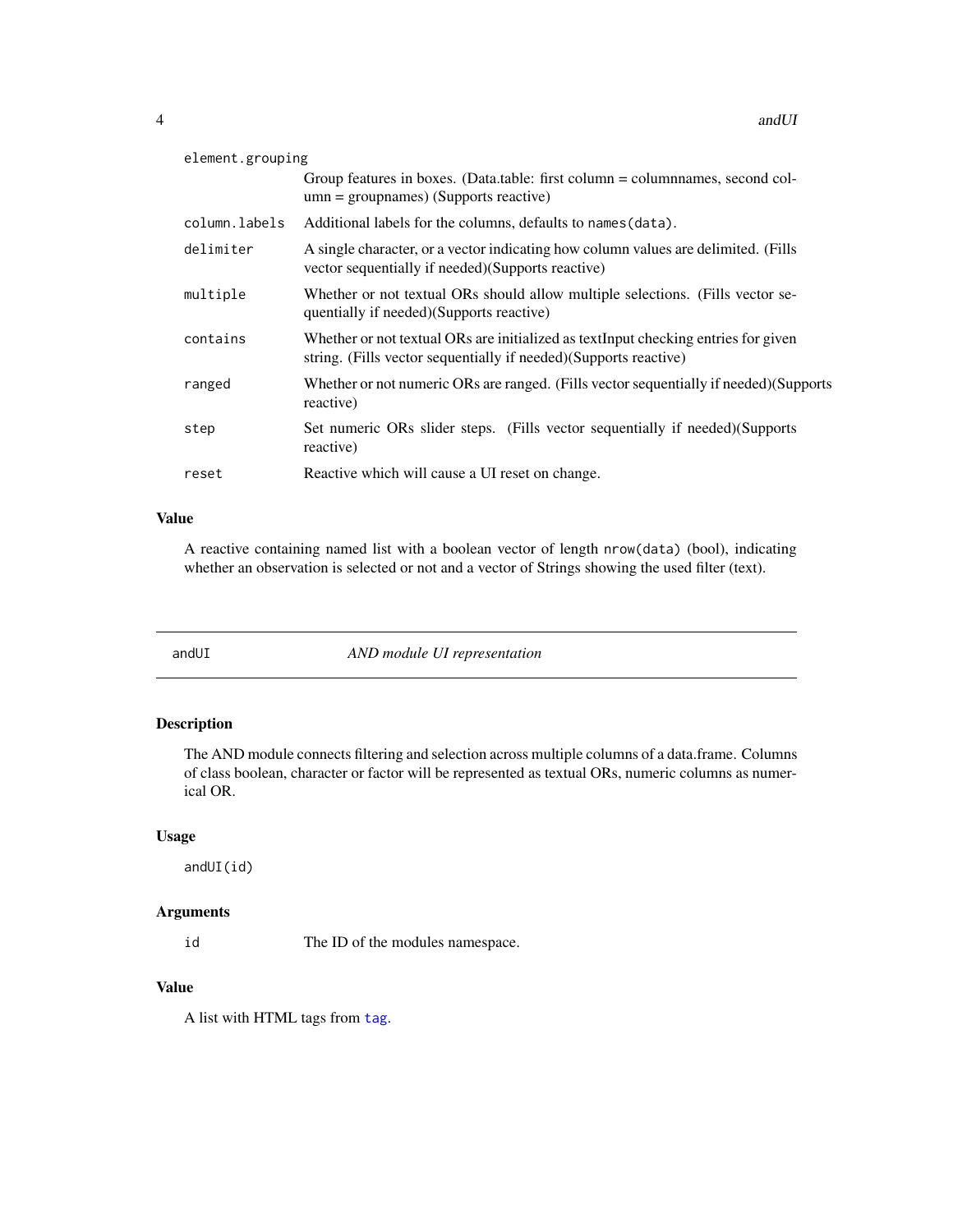| | |
|---|---|
| `element.grouping` | Group features in boxes. (Data.table: first column = columnnames, second column = groupnames) (Supports reactive) |
| `column.labels` | Additional labels for the columns, defaults to `names(data)`. |
| `delimiter` | A single character, or a vector indicating how column values are delimited. (Fills vector sequentially if needed)(Supports reactive) |
| `multiple` | Whether or not textual ORs should allow multiple selections. (Fills vector sequentially if needed)(Supports reactive) |
| `contains` | Whether or not textual ORs are initialized as textInput checking entries for given string. (Fills vector sequentially if needed)(Supports reactive) |
| `ranged` | Whether or not numeric ORs are ranged. (Fills vector sequentially if needed)(Supports reactive) |
| `step` | Set numeric ORs slider steps. (Fills vector sequentially if needed)(Supports reactive) |
| `reset` | Reactive which will cause a UI reset on change. |

### Value

A reactive containing named list with a boolean vector of length `nrow(data)` (bool), indicating whether an observation is selected or not and a vector of Strings showing the used filter (text).

---

## andUI — *AND module UI representation*

---

### Description

The AND module connects filtering and selection across multiple columns of a data.frame. Columns of class boolean, character or factor will be represented as textual ORs, numeric columns as numerical OR.

### Usage

```
andUI(id)
```

### Arguments

| | |
|---|---|
| `id` | The ID of the modules namespace. |

### Value

A list with HTML tags from `tag`.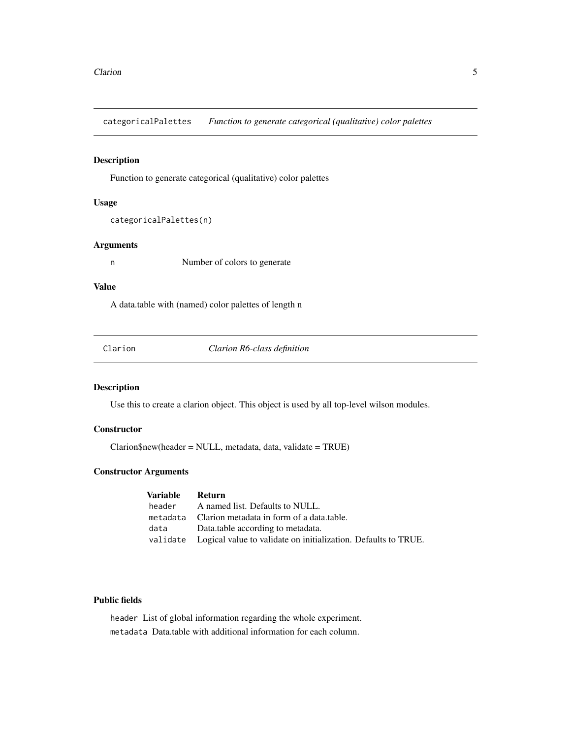## categoricalPalettes *Function to generate categorical (qualitative) color palettes*

### Description

Function to generate categorical (qualitative) color palettes

### Usage

```
categoricalPalettes(n)
```

### Arguments

| | |
|---|---|
| `n` | Number of colors to generate |

### Value

A data.table with (named) color palettes of length n

## Clarion *Clarion R6-class definition*

### Description

Use this to create a clarion object. This object is used by all top-level wilson modules.

### Constructor

Clarion$new(header = NULL, metadata, data, validate = TRUE)

### Constructor Arguments

| **Variable** | **Return** |
|---|---|
| `header` | A named list. Defaults to NULL. |
| `metadata` | Clarion metadata in form of a data.table. |
| `data` | Data.table according to metadata. |
| `validate` | Logical value to validate on initialization. Defaults to TRUE. |

### Public fields

`header` List of global information regarding the whole experiment.

`metadata` Data.table with additional information for each column.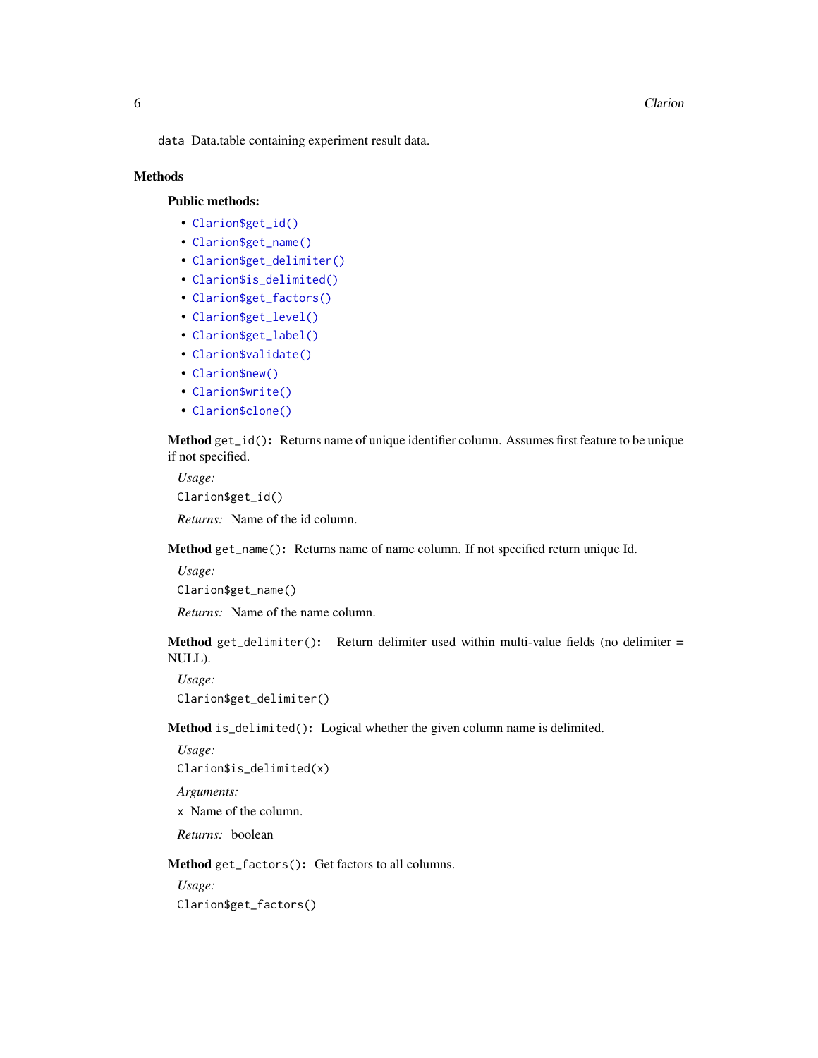data Data.table containing experiment result data.

## Methods

### Public methods:

- Clarion$get_id()
- Clarion$get_name()
- Clarion$get_delimiter()
- Clarion$is_delimited()
- Clarion$get_factors()
- Clarion$get_level()
- Clarion$get_label()
- Clarion$validate()
- Clarion$new()
- Clarion$write()
- Clarion$clone()

**Method** `get_id()`**:** Returns name of unique identifier column. Assumes first feature to be unique if not specified.

*Usage:*

```
Clarion$get_id()
```

*Returns:* Name of the id column.

**Method** `get_name()`**:** Returns name of name column. If not specified return unique Id.

*Usage:*

```
Clarion$get_name()
```

*Returns:* Name of the name column.

**Method** `get_delimiter()`**:** Return delimiter used within multi-value fields (no delimiter = NULL).

*Usage:*

```
Clarion$get_delimiter()
```

**Method** `is_delimited()`**:** Logical whether the given column name is delimited.

*Usage:*

```
Clarion$is_delimited(x)
```

*Arguments:*

x Name of the column.

*Returns:* boolean

**Method** `get_factors()`**:** Get factors to all columns.

*Usage:*

```
Clarion$get_factors()
```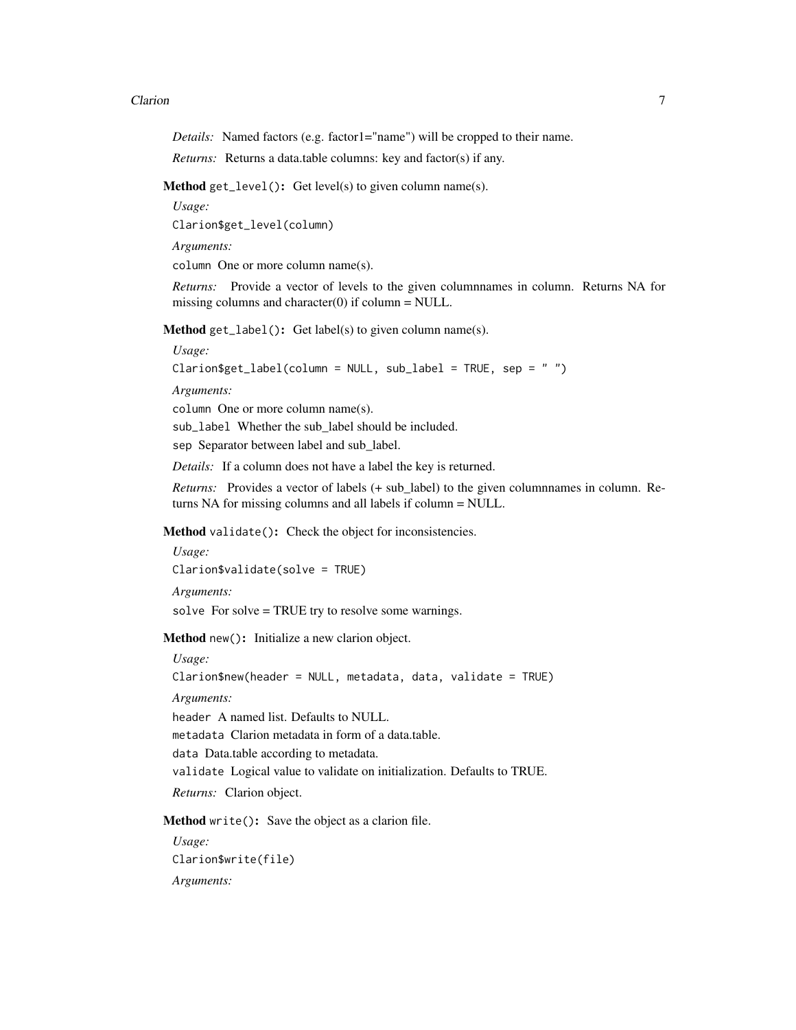*Details:* Named factors (e.g. factor1="name") will be cropped to their name.

*Returns:* Returns a data.table columns: key and factor(s) if any.

**Method** `get_level()`**:** Get level(s) to given column name(s).

*Usage:*

```
Clarion$get_level(column)
```

*Arguments:*

`column` One or more column name(s).

*Returns:* Provide a vector of levels to the given columnnames in column. Returns NA for missing columns and character(0) if column = NULL.

**Method** `get_label()`**:** Get label(s) to given column name(s).

*Usage:*

```
Clarion$get_label(column = NULL, sub_label = TRUE, sep = " ")
```

*Arguments:*

`column` One or more column name(s).

`sub_label` Whether the sub_label should be included.

`sep` Separator between label and sub_label.

*Details:* If a column does not have a label the key is returned.

*Returns:* Provides a vector of labels (+ sub_label) to the given columnnames in column. Returns NA for missing columns and all labels if column = NULL.

**Method** `validate()`**:** Check the object for inconsistencies.

*Usage:*

```
Clarion$validate(solve = TRUE)
```

*Arguments:*

`solve` For solve = TRUE try to resolve some warnings.

**Method** `new()`**:** Initialize a new clarion object.

*Usage:*

```
Clarion$new(header = NULL, metadata, data, validate = TRUE)
```

*Arguments:*

`header` A named list. Defaults to NULL.

`metadata` Clarion metadata in form of a data.table.

`data` Data.table according to metadata.

`validate` Logical value to validate on initialization. Defaults to TRUE.

*Returns:* Clarion object.

**Method** `write()`**:** Save the object as a clarion file.

*Usage:*

```
Clarion$write(file)
```

*Arguments:*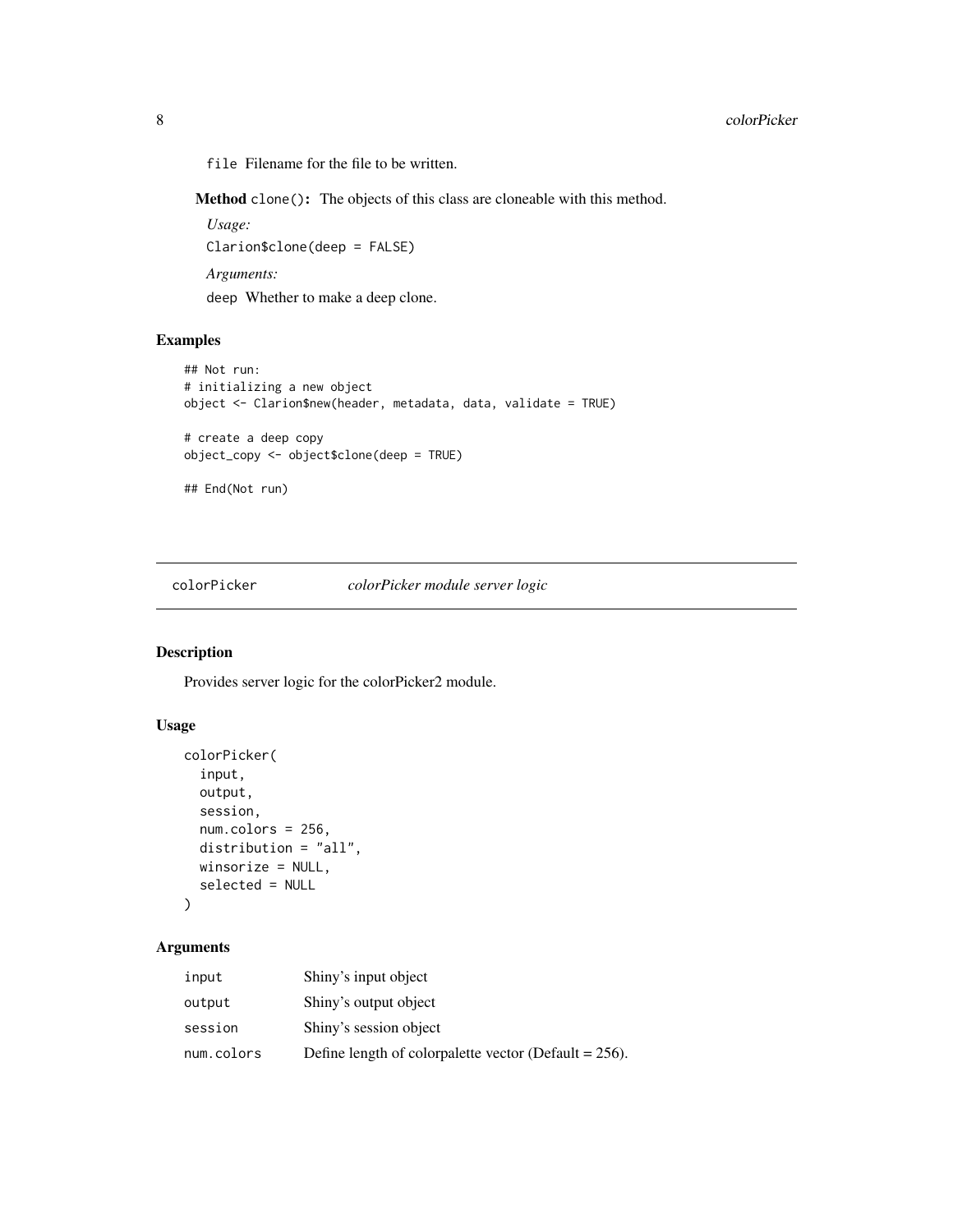`file` Filename for the file to be written.

**Method** `clone()`: The objects of this class are cloneable with this method.

*Usage:*

```
Clarion$clone(deep = FALSE)
```

*Arguments:*

`deep` Whether to make a deep clone.

## Examples

```
## Not run:
# initializing a new object
object <- Clarion$new(header, metadata, data, validate = TRUE)

# create a deep copy
object_copy <- object$clone(deep = TRUE)

## End(Not run)
```

---

# colorPicker — *colorPicker module server logic*

---

## Description

Provides server logic for the colorPicker2 module.

## Usage

```
colorPicker(
  input,
  output,
  session,
  num.colors = 256,
  distribution = "all",
  winsorize = NULL,
  selected = NULL
)
```

## Arguments

| | |
|---|---|
| input | Shiny's input object |
| output | Shiny's output object |
| session | Shiny's session object |
| num.colors | Define length of colorpalette vector (Default = 256). |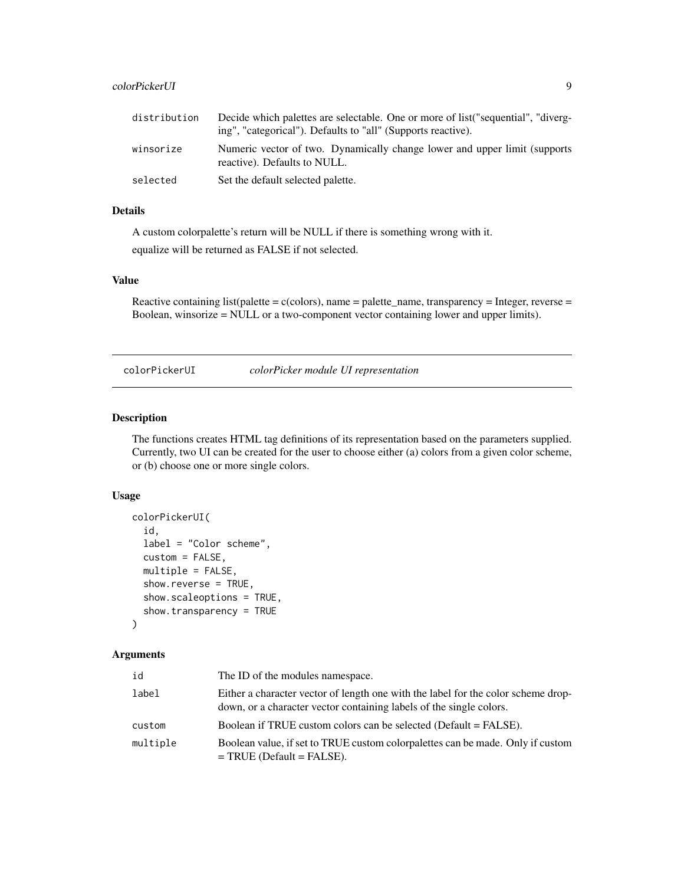| | |
|---|---|
| distribution | Decide which palettes are selectable. One or more of list("sequential", "diverging", "categorical"). Defaults to "all" (Supports reactive). |
| winsorize | Numeric vector of two. Dynamically change lower and upper limit (supports reactive). Defaults to NULL. |
| selected | Set the default selected palette. |

### Details

A custom colorpalette's return will be NULL if there is something wrong with it.

equalize will be returned as FALSE if not selected.

### Value

Reactive containing list(palette = c(colors), name = palette_name, transparency = Integer, reverse = Boolean, winsorize = NULL or a two-component vector containing lower and upper limits).

---

## colorPickerUI — *colorPicker module UI representation*

### Description

The functions creates HTML tag definitions of its representation based on the parameters supplied. Currently, two UI can be created for the user to choose either (a) colors from a given color scheme, or (b) choose one or more single colors.

### Usage

```
colorPickerUI(
  id,
  label = "Color scheme",
  custom = FALSE,
  multiple = FALSE,
  show.reverse = TRUE,
  show.scaleoptions = TRUE,
  show.transparency = TRUE
)
```

### Arguments

| | |
|---|---|
| id | The ID of the modules namespace. |
| label | Either a character vector of length one with the label for the color scheme dropdown, or a character vector containing labels of the single colors. |
| custom | Boolean if TRUE custom colors can be selected (Default = FALSE). |
| multiple | Boolean value, if set to TRUE custom colorpalettes can be made. Only if custom = TRUE (Default = FALSE). |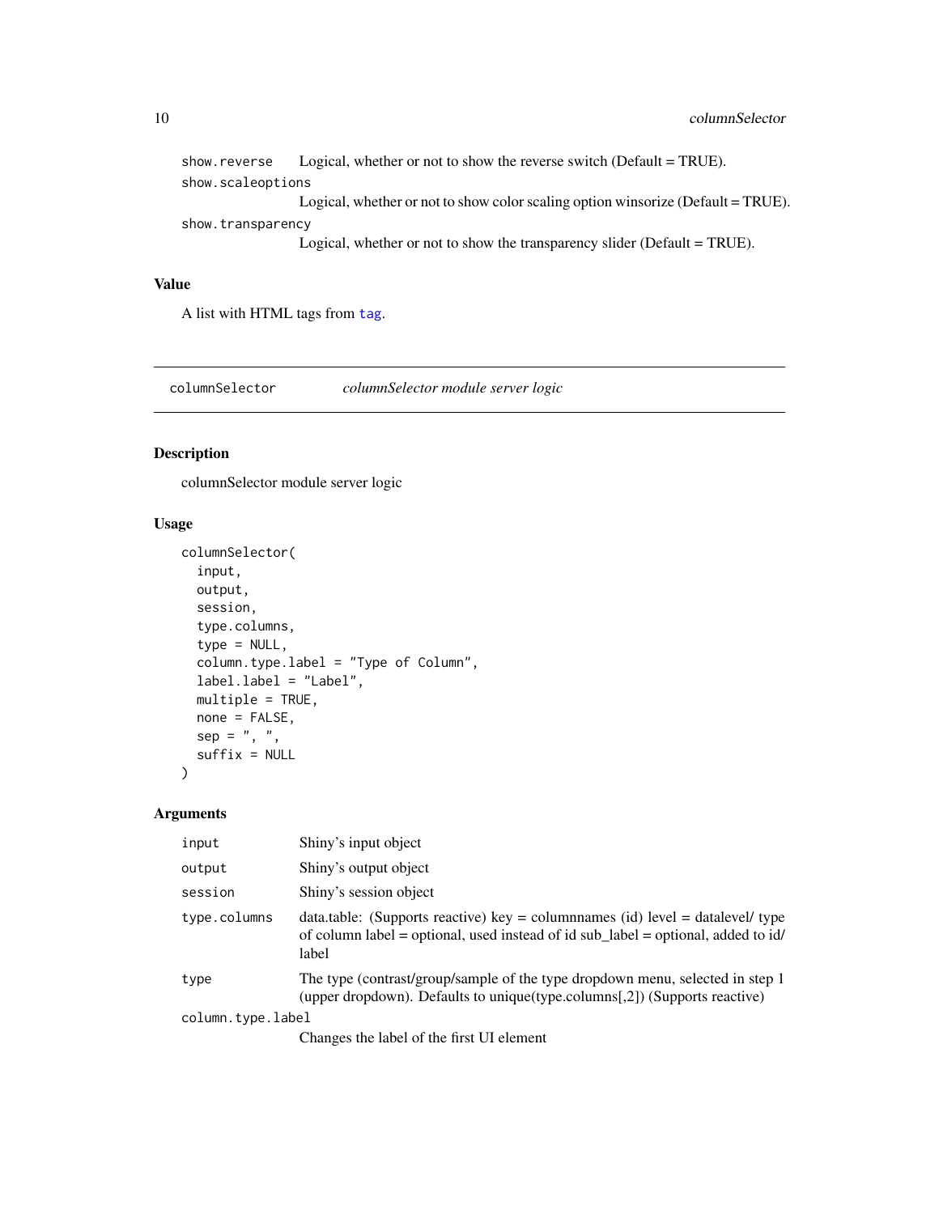| | |
|---|---|
| show.reverse | Logical, whether or not to show the reverse switch (Default = TRUE). |
| show.scaleoptions | Logical, whether or not to show color scaling option winsorize (Default = TRUE). |
| show.transparency | Logical, whether or not to show the transparency slider (Default = TRUE). |

### Value

A list with HTML tags from tag.

---

## columnSelector — *columnSelector module server logic*

### Description

columnSelector module server logic

### Usage

```
columnSelector(
  input,
  output,
  session,
  type.columns,
  type = NULL,
  column.type.label = "Type of Column",
  label.label = "Label",
  multiple = TRUE,
  none = FALSE,
  sep = ", ",
  suffix = NULL
)
```

### Arguments

| | |
|---|---|
| input | Shiny's input object |
| output | Shiny's output object |
| session | Shiny's session object |
| type.columns | data.table: (Supports reactive) key = columnnames (id) level = datalevel/ type of column label = optional, used instead of id sub_label = optional, added to id/ label |
| type | The type (contrast/group/sample of the type dropdown menu, selected in step 1 (upper dropdown). Defaults to unique(type.columns[,2]) (Supports reactive) |
| column.type.label | Changes the label of the first UI element |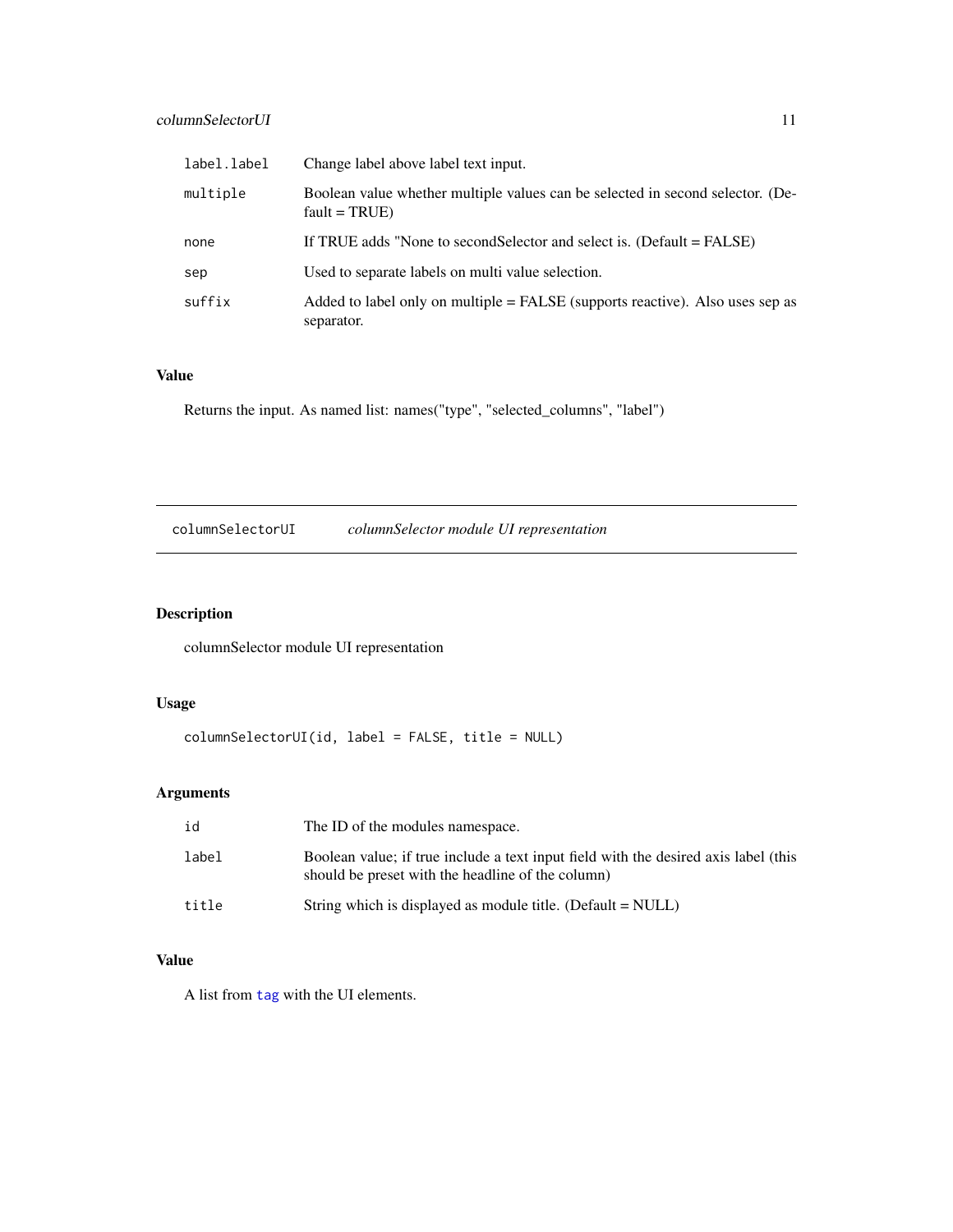| | |
|---|---|
| label.label | Change label above label text input. |
| multiple | Boolean value whether multiple values can be selected in second selector. (Default = TRUE) |
| none | If TRUE adds "None to secondSelector and select is. (Default = FALSE) |
| sep | Used to separate labels on multi value selection. |
| suffix | Added to label only on multiple = FALSE (supports reactive). Also uses sep as separator. |

## Value

Returns the input. As named list: names("type", "selected_columns", "label")

---

# columnSelectorUI — *columnSelector module UI representation*

---

## Description

columnSelector module UI representation

## Usage

```
columnSelectorUI(id, label = FALSE, title = NULL)
```

## Arguments

| | |
|---|---|
| id | The ID of the modules namespace. |
| label | Boolean value; if true include a text input field with the desired axis label (this should be preset with the headline of the column) |
| title | String which is displayed as module title. (Default = NULL) |

## Value

A list from tag with the UI elements.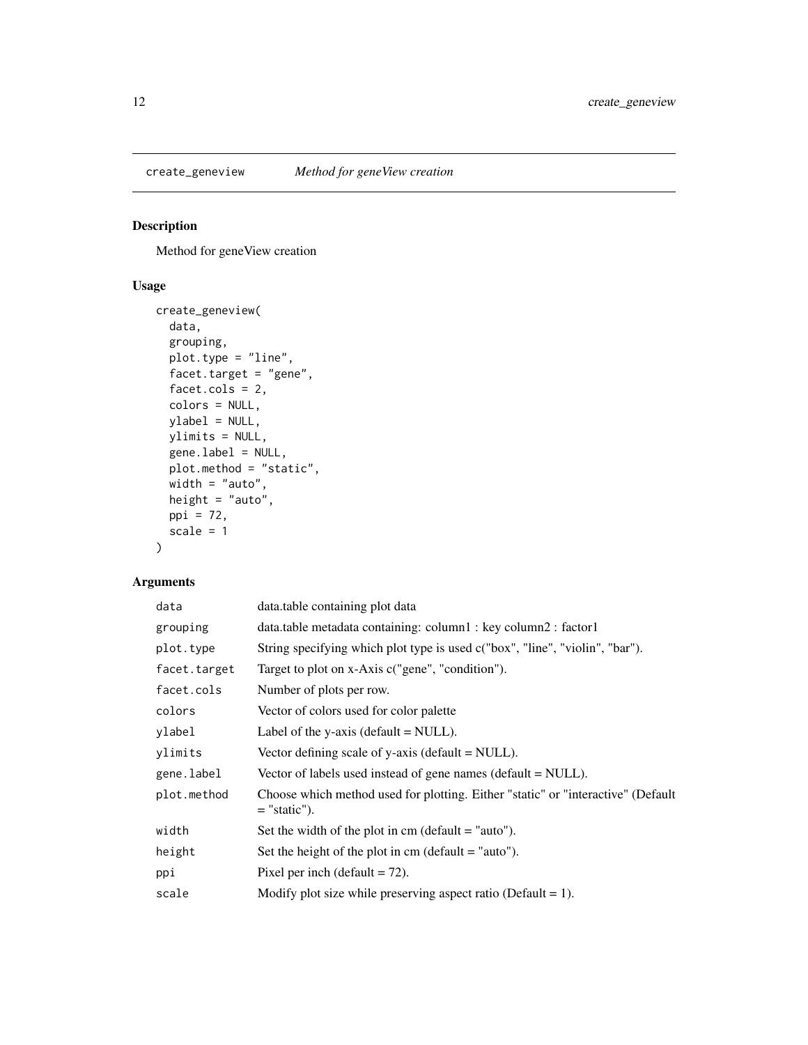## create_geneview *Method for geneView creation*

### Description

Method for geneView creation

### Usage

```
create_geneview(
  data,
  grouping,
  plot.type = "line",
  facet.target = "gene",
  facet.cols = 2,
  colors = NULL,
  ylabel = NULL,
  ylimits = NULL,
  gene.label = NULL,
  plot.method = "static",
  width = "auto",
  height = "auto",
  ppi = 72,
  scale = 1
)
```

### Arguments

| | |
|---|---|
| `data` | data.table containing plot data |
| `grouping` | data.table metadata containing: column1 : key column2 : factor1 |
| `plot.type` | String specifying which plot type is used c("box", "line", "violin", "bar"). |
| `facet.target` | Target to plot on x-Axis c("gene", "condition"). |
| `facet.cols` | Number of plots per row. |
| `colors` | Vector of colors used for color palette |
| `ylabel` | Label of the y-axis (default = NULL). |
| `ylimits` | Vector defining scale of y-axis (default = NULL). |
| `gene.label` | Vector of labels used instead of gene names (default = NULL). |
| `plot.method` | Choose which method used for plotting. Either "static" or "interactive" (Default = "static"). |
| `width` | Set the width of the plot in cm (default = "auto"). |
| `height` | Set the height of the plot in cm (default = "auto"). |
| `ppi` | Pixel per inch (default = 72). |
| `scale` | Modify plot size while preserving aspect ratio (Default = 1). |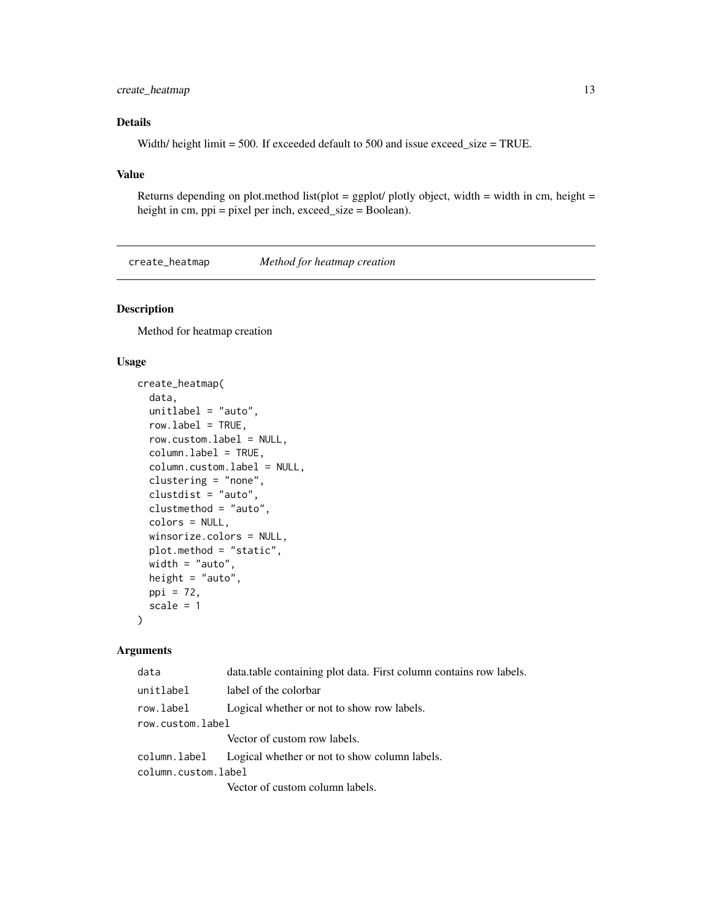### Details

Width/ height limit = 500. If exceeded default to 500 and issue exceed_size = TRUE.

### Value

Returns depending on plot.method list(plot = ggplot/ plotly object, width = width in cm, height = height in cm, ppi = pixel per inch, exceed_size = Boolean).

---

## create_heatmap — *Method for heatmap creation*

---

### Description

Method for heatmap creation

### Usage

```
create_heatmap(
  data,
  unitlabel = "auto",
  row.label = TRUE,
  row.custom.label = NULL,
  column.label = TRUE,
  column.custom.label = NULL,
  clustering = "none",
  clustdist = "auto",
  clustmethod = "auto",
  colors = NULL,
  winsorize.colors = NULL,
  plot.method = "static",
  width = "auto",
  height = "auto",
  ppi = 72,
  scale = 1
)
```

### Arguments

| | |
|---|---|
| `data` | data.table containing plot data. First column contains row labels. |
| `unitlabel` | label of the colorbar |
| `row.label` | Logical whether or not to show row labels. |
| `row.custom.label` | Vector of custom row labels. |
| `column.label` | Logical whether or not to show column labels. |
| `column.custom.label` | Vector of custom column labels. |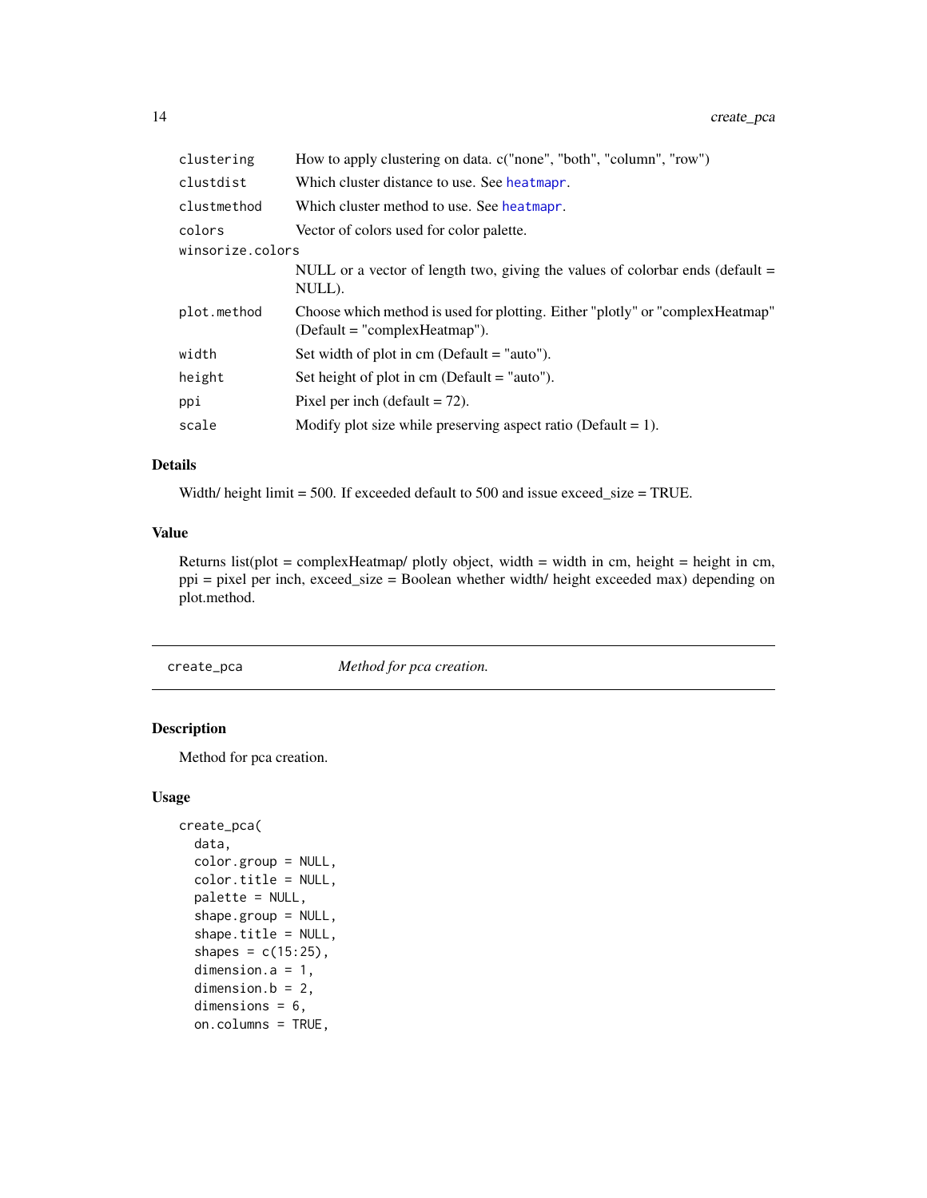| | |
|---|---|
| clustering | How to apply clustering on data. c("none", "both", "column", "row") |
| clustdist | Which cluster distance to use. See heatmapr. |
| clustmethod | Which cluster method to use. See heatmapr. |
| colors | Vector of colors used for color palette. |
| winsorize.colors | NULL or a vector of length two, giving the values of colorbar ends (default = NULL). |
| plot.method | Choose which method is used for plotting. Either "plotly" or "complexHeatmap" (Default = "complexHeatmap"). |
| width | Set width of plot in cm (Default = "auto"). |
| height | Set height of plot in cm (Default = "auto"). |
| ppi | Pixel per inch (default = 72). |
| scale | Modify plot size while preserving aspect ratio (Default = 1). |

### Details

Width/ height limit = 500. If exceeded default to 500 and issue exceed_size = TRUE.

### Value

Returns list(plot = complexHeatmap/ plotly object, width = width in cm, height = height in cm, ppi = pixel per inch, exceed_size = Boolean whether width/ height exceeded max) depending on plot.method.

---

## create_pca — *Method for pca creation.*

### Description

Method for pca creation.

### Usage

```
create_pca(
  data,
  color.group = NULL,
  color.title = NULL,
  palette = NULL,
  shape.group = NULL,
  shape.title = NULL,
  shapes = c(15:25),
  dimension.a = 1,
  dimension.b = 2,
  dimensions = 6,
  on.columns = TRUE,
```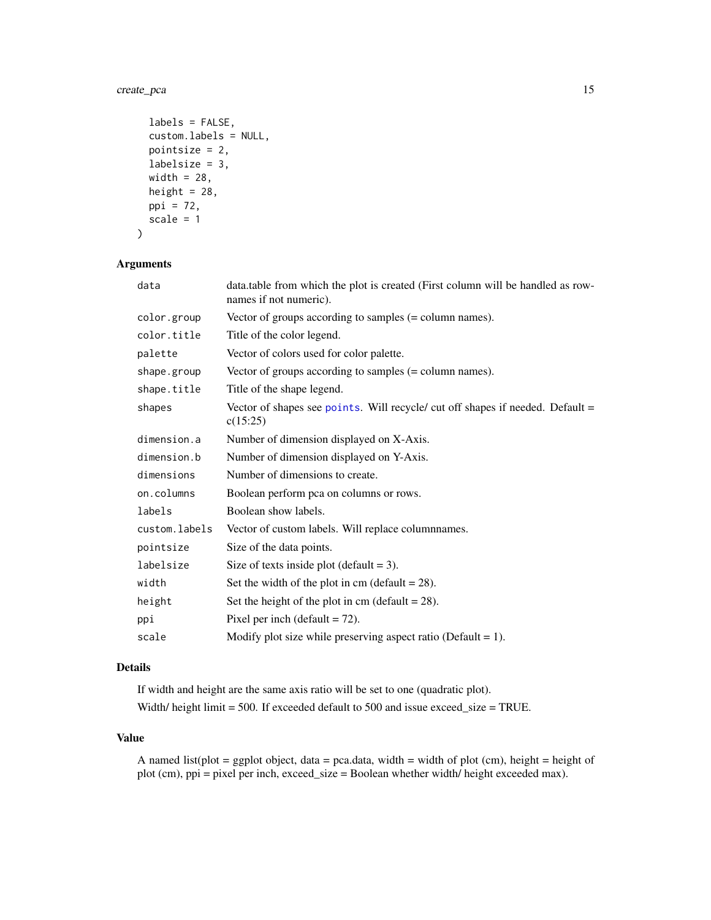```
  labels = FALSE,
  custom.labels = NULL,
  pointsize = 2,
  labelsize = 3,
  width = 28,
  height = 28,
  ppi = 72,
  scale = 1
)
```

## Arguments

| Argument | Description |
| --- | --- |
| `data` | data.table from which the plot is created (First column will be handled as rownames if not numeric). |
| `color.group` | Vector of groups according to samples (= column names). |
| `color.title` | Title of the color legend. |
| `palette` | Vector of colors used for color palette. |
| `shape.group` | Vector of groups according to samples (= column names). |
| `shape.title` | Title of the shape legend. |
| `shapes` | Vector of shapes see `points`. Will recycle/ cut off shapes if needed. Default = c(15:25) |
| `dimension.a` | Number of dimension displayed on X-Axis. |
| `dimension.b` | Number of dimension displayed on Y-Axis. |
| `dimensions` | Number of dimensions to create. |
| `on.columns` | Boolean perform pca on columns or rows. |
| `labels` | Boolean show labels. |
| `custom.labels` | Vector of custom labels. Will replace columnnames. |
| `pointsize` | Size of the data points. |
| `labelsize` | Size of texts inside plot (default = 3). |
| `width` | Set the width of the plot in cm (default = 28). |
| `height` | Set the height of the plot in cm (default = 28). |
| `ppi` | Pixel per inch (default = 72). |
| `scale` | Modify plot size while preserving aspect ratio (Default = 1). |

## Details

If width and height are the same axis ratio will be set to one (quadratic plot).

Width/ height limit = 500. If exceeded default to 500 and issue exceed_size = TRUE.

## Value

A named list(plot = ggplot object, data = pca.data, width = width of plot (cm), height = height of plot (cm), ppi = pixel per inch, exceed_size = Boolean whether width/ height exceeded max).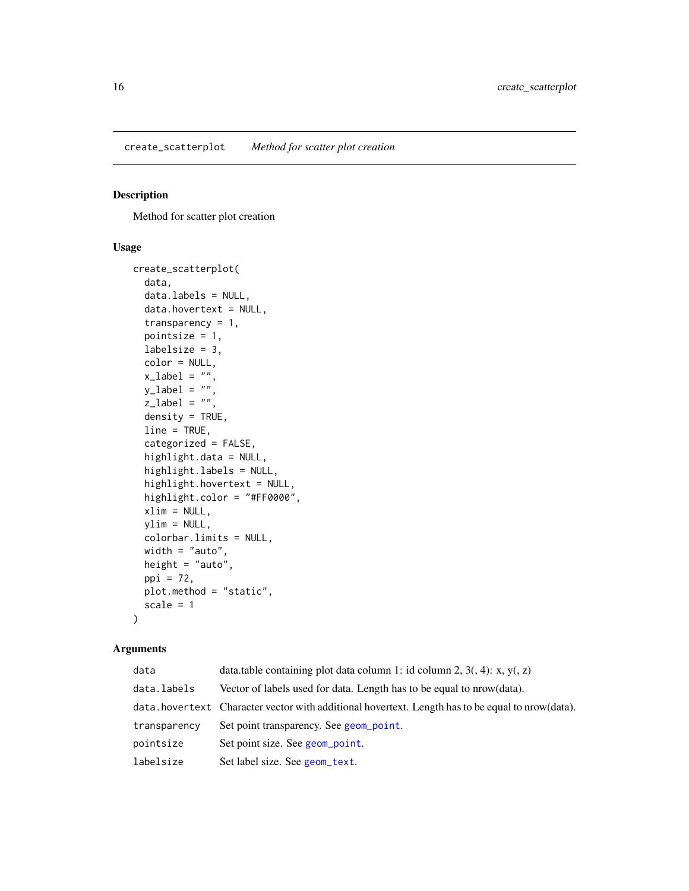## create_scatterplot *Method for scatter plot creation*

### Description

Method for scatter plot creation

### Usage

```
create_scatterplot(
  data,
  data.labels = NULL,
  data.hovertext = NULL,
  transparency = 1,
  pointsize = 1,
  labelsize = 3,
  color = NULL,
  x_label = "",
  y_label = "",
  z_label = "",
  density = TRUE,
  line = TRUE,
  categorized = FALSE,
  highlight.data = NULL,
  highlight.labels = NULL,
  highlight.hovertext = NULL,
  highlight.color = "#FF0000",
  xlim = NULL,
  ylim = NULL,
  colorbar.limits = NULL,
  width = "auto",
  height = "auto",
  ppi = 72,
  plot.method = "static",
  scale = 1
)
```

### Arguments

| | |
|---|---|
| `data` | data.table containing plot data column 1: id column 2, 3(, 4): x, y(, z) |
| `data.labels` | Vector of labels used for data. Length has to be equal to nrow(data). |
| `data.hovertext` | Character vector with additional hovertext. Length has to be equal to nrow(data). |
| `transparency` | Set point transparency. See `geom_point`. |
| `pointsize` | Set point size. See `geom_point`. |
| `labelsize` | Set label size. See `geom_text`. |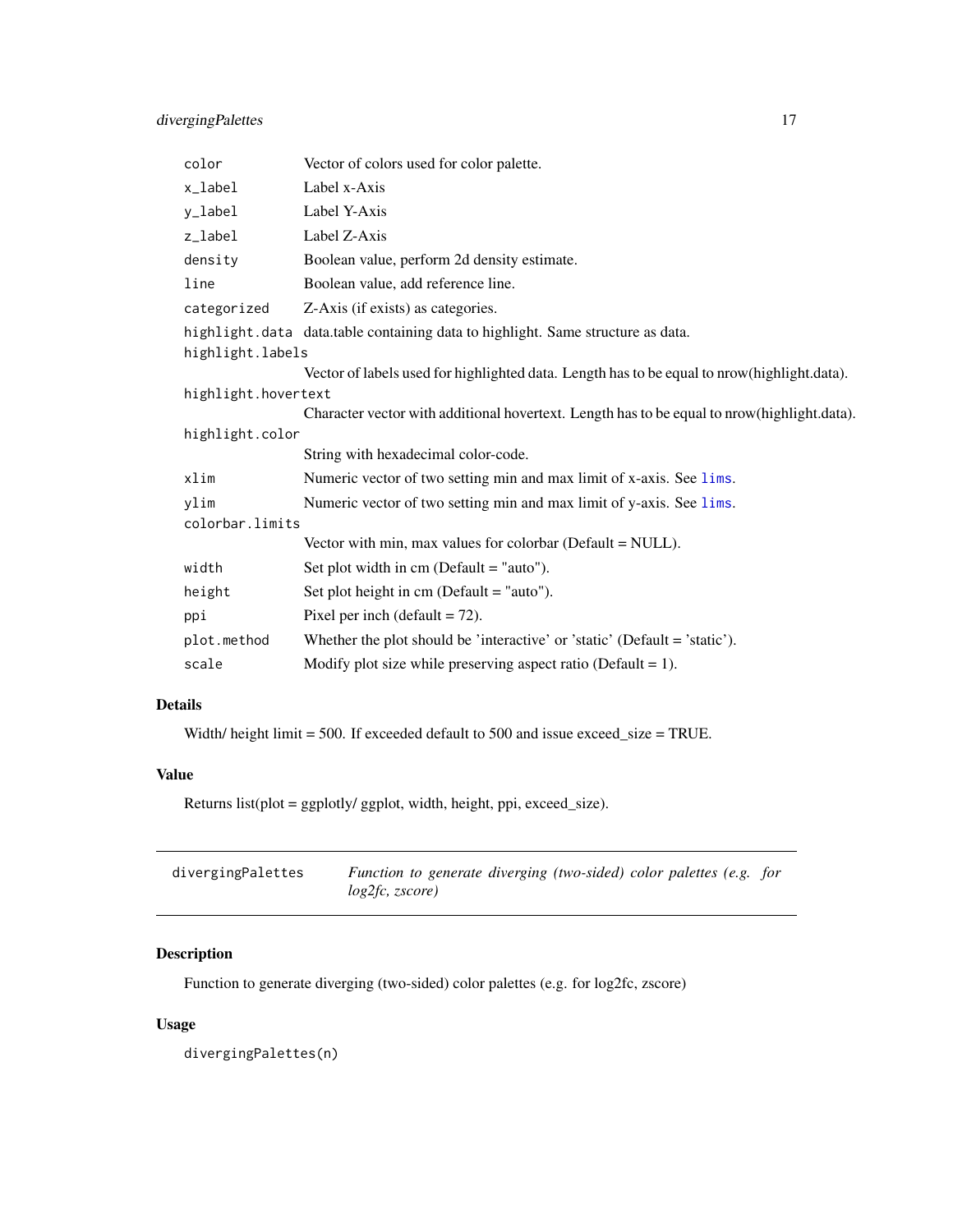| | |
|---|---|
| `color` | Vector of colors used for color palette. |
| `x_label` | Label x-Axis |
| `y_label` | Label Y-Axis |
| `z_label` | Label Z-Axis |
| `density` | Boolean value, perform 2d density estimate. |
| `line` | Boolean value, add reference line. |
| `categorized` | Z-Axis (if exists) as categories. |
| `highlight.data` | data.table containing data to highlight. Same structure as data. |
| `highlight.labels` | Vector of labels used for highlighted data. Length has to be equal to nrow(highlight.data). |
| `highlight.hovertext` | Character vector with additional hovertext. Length has to be equal to nrow(highlight.data). |
| `highlight.color` | String with hexadecimal color-code. |
| `xlim` | Numeric vector of two setting min and max limit of x-axis. See `lims`. |
| `ylim` | Numeric vector of two setting min and max limit of y-axis. See `lims`. |
| `colorbar.limits` | Vector with min, max values for colorbar (Default = NULL). |
| `width` | Set plot width in cm (Default = "auto"). |
| `height` | Set plot height in cm (Default = "auto"). |
| `ppi` | Pixel per inch (default = 72). |
| `plot.method` | Whether the plot should be 'interactive' or 'static' (Default = 'static'). |
| `scale` | Modify plot size while preserving aspect ratio (Default = 1). |

### Details

Width/ height limit = 500. If exceeded default to 500 and issue exceed_size = TRUE.

### Value

Returns list(plot = ggplotly/ ggplot, width, height, ppi, exceed_size).

---

## divergingPalettes — *Function to generate diverging (two-sided) color palettes (e.g. for log2fc, zscore)*

---

### Description

Function to generate diverging (two-sided) color palettes (e.g. for log2fc, zscore)

### Usage

```
divergingPalettes(n)
```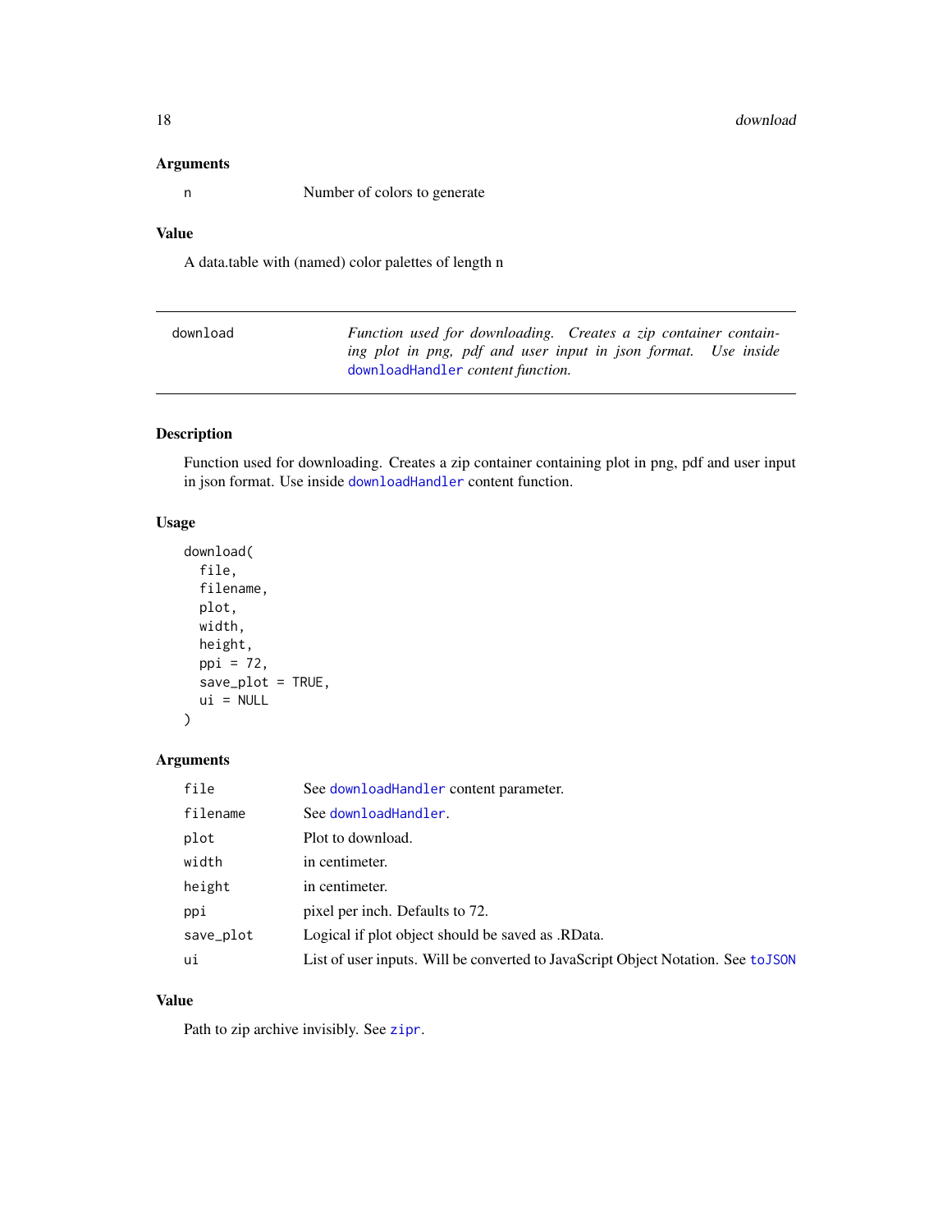### Arguments

| | |
|---|---|
| n | Number of colors to generate |

### Value

A data.table with (named) color palettes of length n

---

## download — *Function used for downloading. Creates a zip container containing plot in png, pdf and user input in json format. Use inside `downloadHandler` content function.*

### Description

Function used for downloading. Creates a zip container containing plot in png, pdf and user input in json format. Use inside `downloadHandler` content function.

### Usage

```
download(
  file,
  filename,
  plot,
  width,
  height,
  ppi = 72,
  save_plot = TRUE,
  ui = NULL
)
```

### Arguments

| | |
|---|---|
| file | See `downloadHandler` content parameter. |
| filename | See `downloadHandler`. |
| plot | Plot to download. |
| width | in centimeter. |
| height | in centimeter. |
| ppi | pixel per inch. Defaults to 72. |
| save_plot | Logical if plot object should be saved as .RData. |
| ui | List of user inputs. Will be converted to JavaScript Object Notation. See `toJSON` |

### Value

Path to zip archive invisibly. See `zipr`.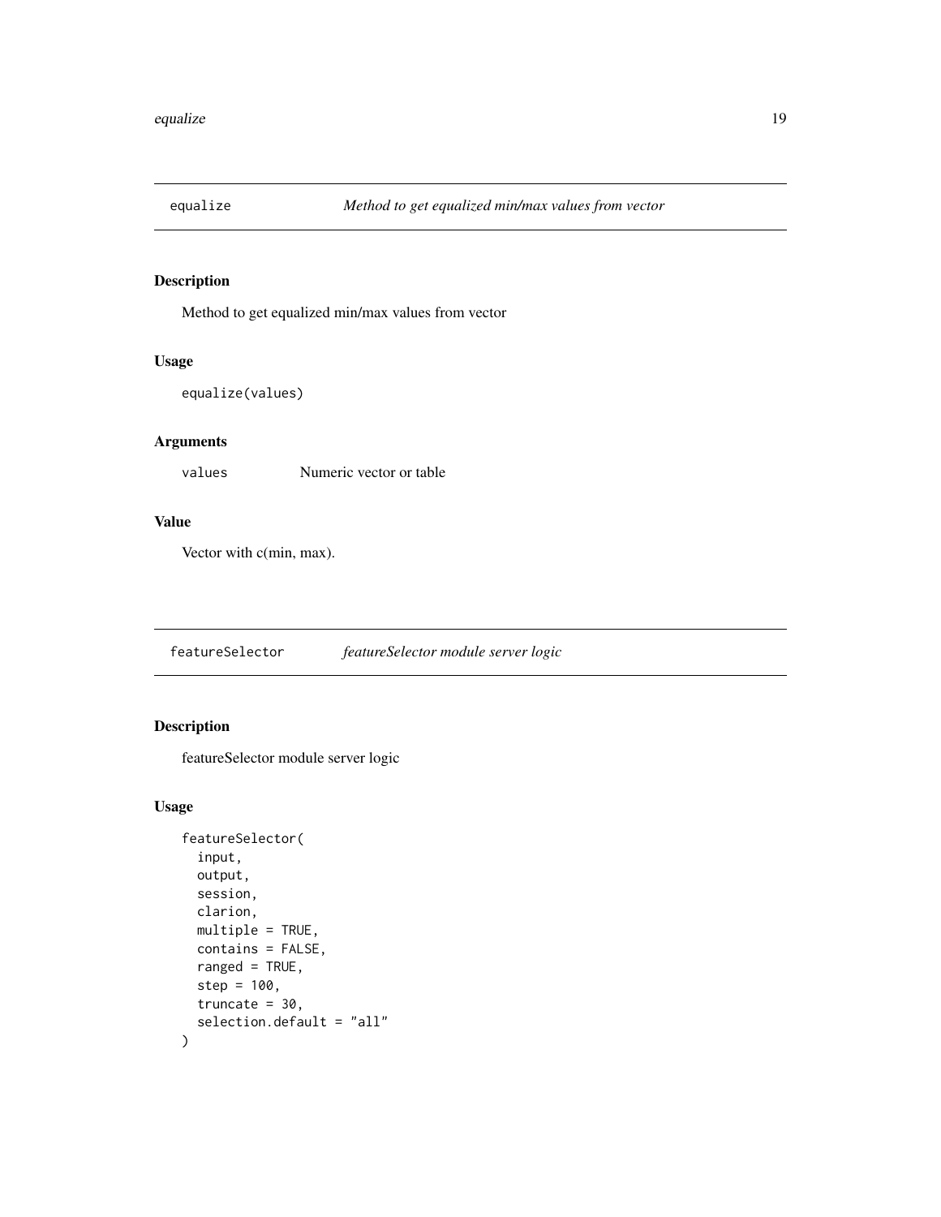## equalize — *Method to get equalized min/max values from vector*

### Description

Method to get equalized min/max values from vector

### Usage

```
equalize(values)
```

### Arguments

| | |
|---|---|
| values | Numeric vector or table |

### Value

Vector with c(min, max).

## featureSelector — *featureSelector module server logic*

### Description

featureSelector module server logic

### Usage

```
featureSelector(
  input,
  output,
  session,
  clarion,
  multiple = TRUE,
  contains = FALSE,
  ranged = TRUE,
  step = 100,
  truncate = 30,
  selection.default = "all"
)
```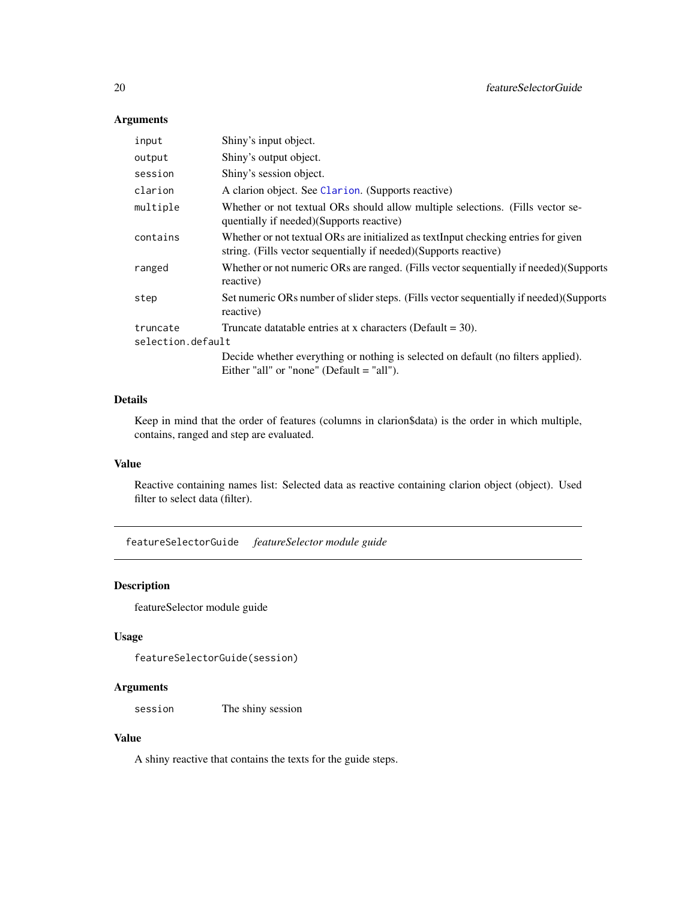### Arguments

| | |
|---|---|
| `input` | Shiny's input object. |
| `output` | Shiny's output object. |
| `session` | Shiny's session object. |
| `clarion` | A clarion object. See Clarion. (Supports reactive) |
| `multiple` | Whether or not textual ORs should allow multiple selections. (Fills vector sequentially if needed)(Supports reactive) |
| `contains` | Whether or not textual ORs are initialized as textInput checking entries for given string. (Fills vector sequentially if needed)(Supports reactive) |
| `ranged` | Whether or not numeric ORs are ranged. (Fills vector sequentially if needed)(Supports reactive) |
| `step` | Set numeric ORs number of slider steps. (Fills vector sequentially if needed)(Supports reactive) |
| `truncate` | Truncate datatable entries at x characters (Default = 30). |
| `selection.default` | Decide whether everything or nothing is selected on default (no filters applied). Either "all" or "none" (Default = "all"). |

### Details

Keep in mind that the order of features (columns in clarion$data) is the order in which multiple, contains, ranged and step are evaluated.

### Value

Reactive containing names list: Selected data as reactive containing clarion object (object). Used filter to select data (filter).

---

## `featureSelectorGuide` *featureSelector module guide*

---

### Description

featureSelector module guide

### Usage

```
featureSelectorGuide(session)
```

### Arguments

| | |
|---|---|
| `session` | The shiny session |

### Value

A shiny reactive that contains the texts for the guide steps.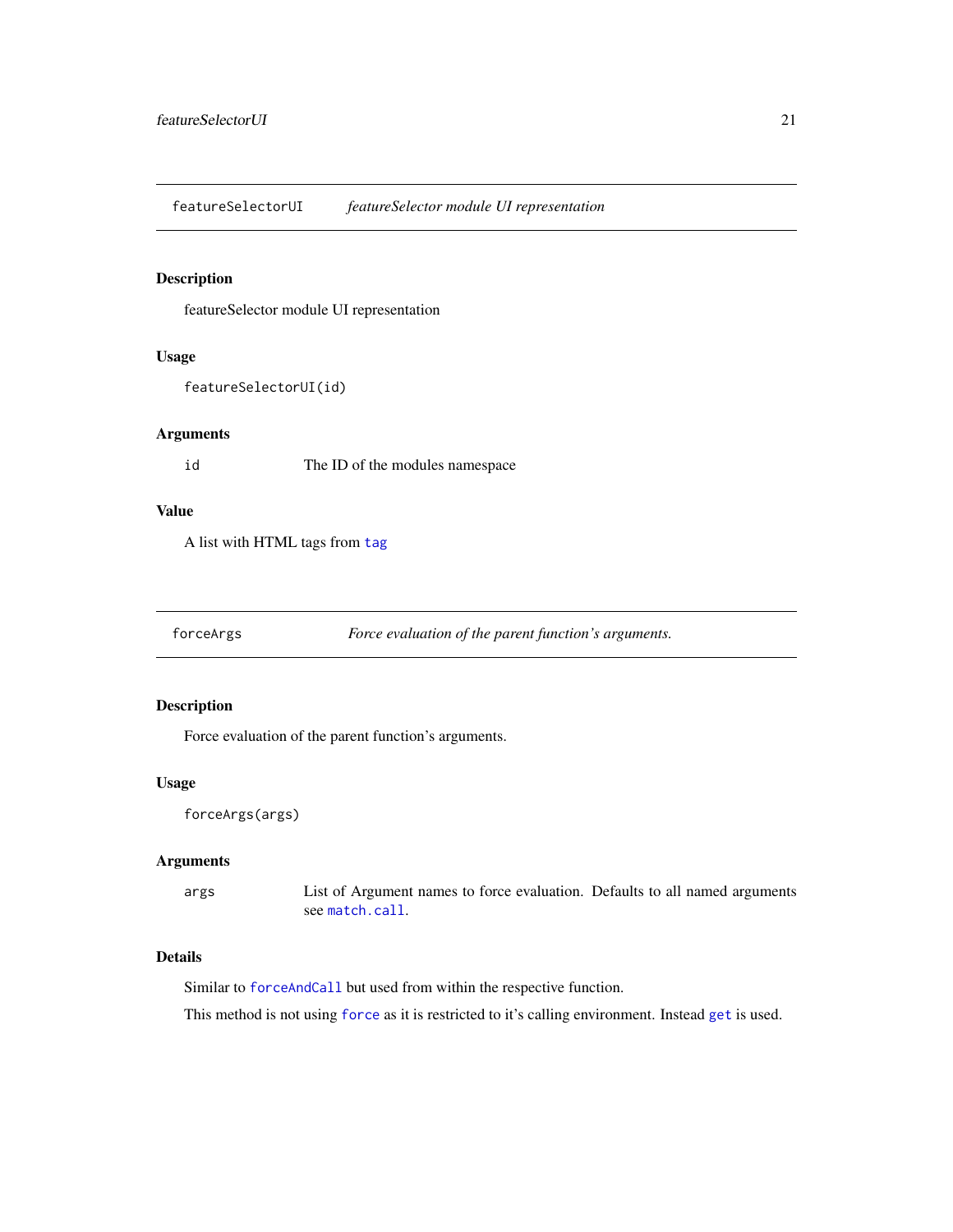## featureSelectorUI — *featureSelector module UI representation*

### Description

featureSelector module UI representation

### Usage

```
featureSelectorUI(id)
```

### Arguments

| | |
|---|---|
| `id` | The ID of the modules namespace |

### Value

A list with HTML tags from `tag`

## forceArgs — *Force evaluation of the parent function's arguments.*

### Description

Force evaluation of the parent function's arguments.

### Usage

```
forceArgs(args)
```

### Arguments

| | |
|---|---|
| `args` | List of Argument names to force evaluation. Defaults to all named arguments see `match.call`. |

### Details

Similar to `forceAndCall` but used from within the respective function.

This method is not using `force` as it is restricted to it's calling environment. Instead `get` is used.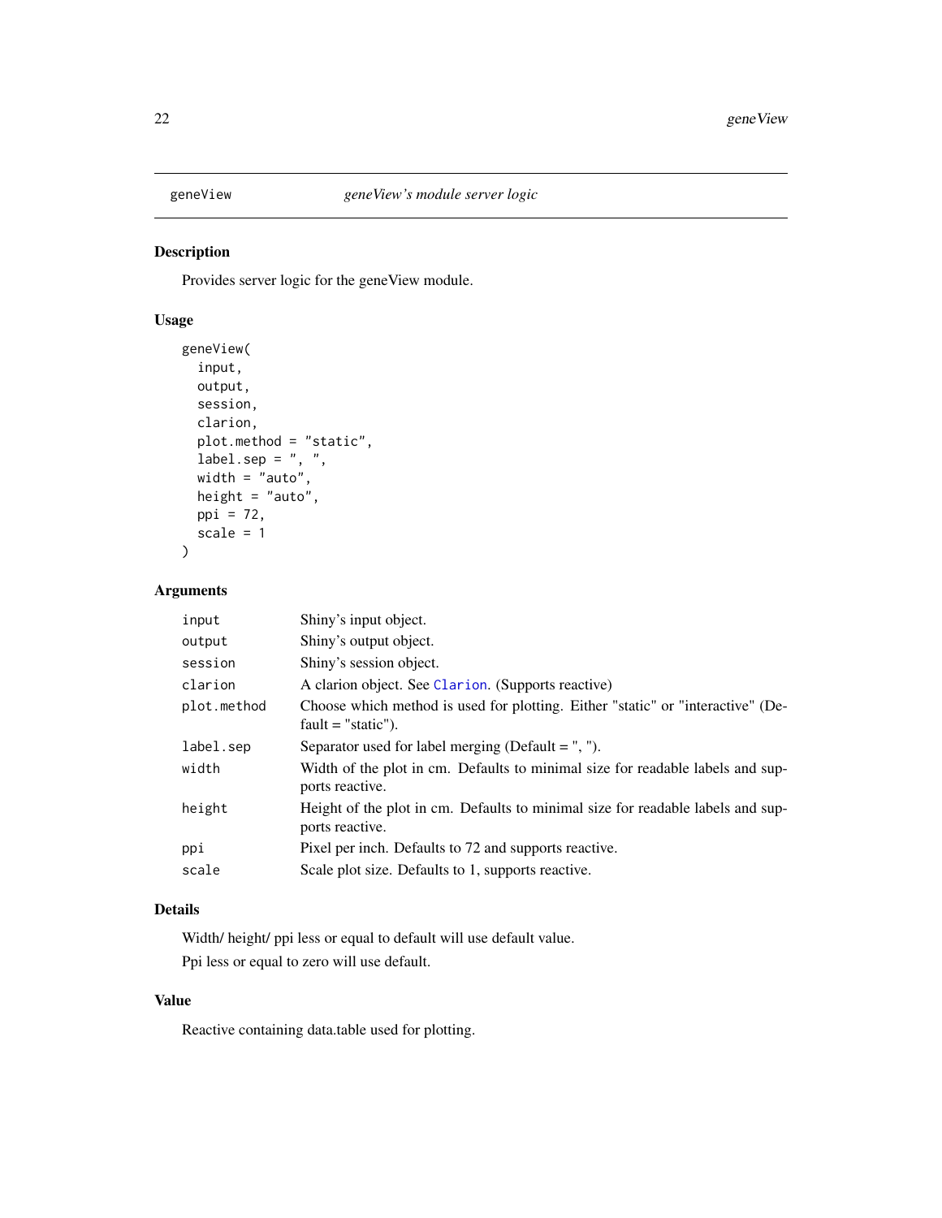# geneView — *geneView's module server logic*

## Description

Provides server logic for the geneView module.

## Usage

```
geneView(
  input,
  output,
  session,
  clarion,
  plot.method = "static",
  label.sep = ", ",
  width = "auto",
  height = "auto",
  ppi = 72,
  scale = 1
)
```

## Arguments

| | |
|---|---|
| `input` | Shiny's input object. |
| `output` | Shiny's output object. |
| `session` | Shiny's session object. |
| `clarion` | A clarion object. See `Clarion`. (Supports reactive) |
| `plot.method` | Choose which method is used for plotting. Either "static" or "interactive" (Default = "static"). |
| `label.sep` | Separator used for label merging (Default = ", "). |
| `width` | Width of the plot in cm. Defaults to minimal size for readable labels and supports reactive. |
| `height` | Height of the plot in cm. Defaults to minimal size for readable labels and supports reactive. |
| `ppi` | Pixel per inch. Defaults to 72 and supports reactive. |
| `scale` | Scale plot size. Defaults to 1, supports reactive. |

## Details

Width/ height/ ppi less or equal to default will use default value.

Ppi less or equal to zero will use default.

## Value

Reactive containing data.table used for plotting.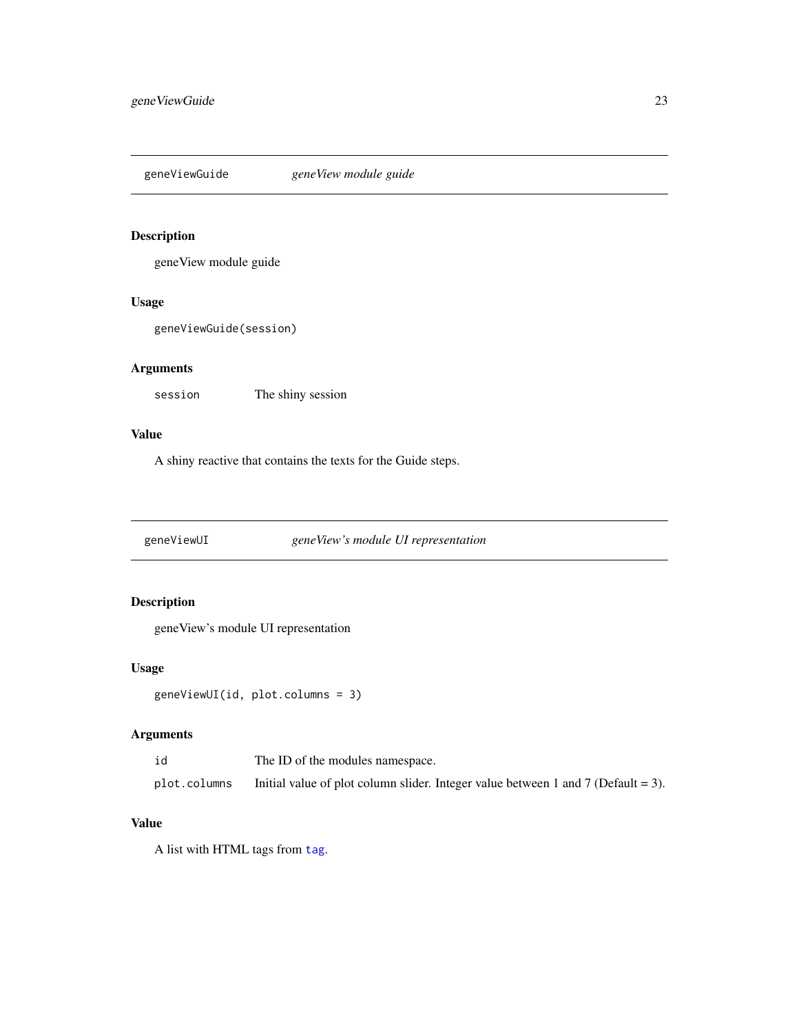## geneViewGuide — *geneView module guide*

### Description

geneView module guide

### Usage

```
geneViewGuide(session)
```

### Arguments

| | |
|---|---|
| `session` | The shiny session |

### Value

A shiny reactive that contains the texts for the Guide steps.

## geneViewUI — *geneView's module UI representation*

### Description

geneView's module UI representation

### Usage

```
geneViewUI(id, plot.columns = 3)
```

### Arguments

| | |
|---|---|
| `id` | The ID of the modules namespace. |
| `plot.columns` | Initial value of plot column slider. Integer value between 1 and 7 (Default = 3). |

### Value

A list with HTML tags from `tag`.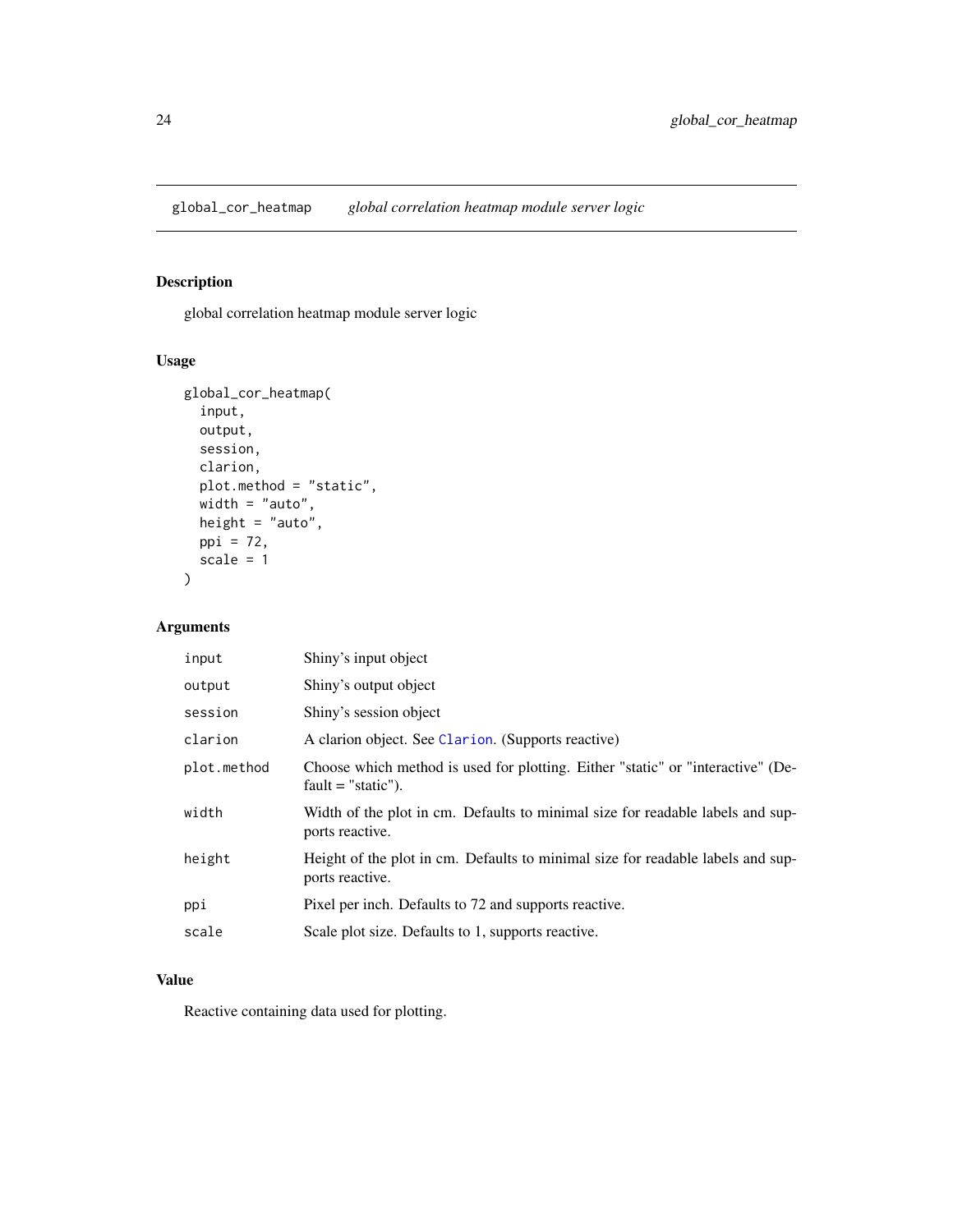## global_cor_heatmap *global correlation heatmap module server logic*

### Description

global correlation heatmap module server logic

### Usage

```
global_cor_heatmap(
  input,
  output,
  session,
  clarion,
  plot.method = "static",
  width = "auto",
  height = "auto",
  ppi = 72,
  scale = 1
)
```

### Arguments

| | |
|---|---|
| input | Shiny's input object |
| output | Shiny's output object |
| session | Shiny's session object |
| clarion | A clarion object. See Clarion. (Supports reactive) |
| plot.method | Choose which method is used for plotting. Either "static" or "interactive" (Default = "static"). |
| width | Width of the plot in cm. Defaults to minimal size for readable labels and supports reactive. |
| height | Height of the plot in cm. Defaults to minimal size for readable labels and supports reactive. |
| ppi | Pixel per inch. Defaults to 72 and supports reactive. |
| scale | Scale plot size. Defaults to 1, supports reactive. |

### Value

Reactive containing data used for plotting.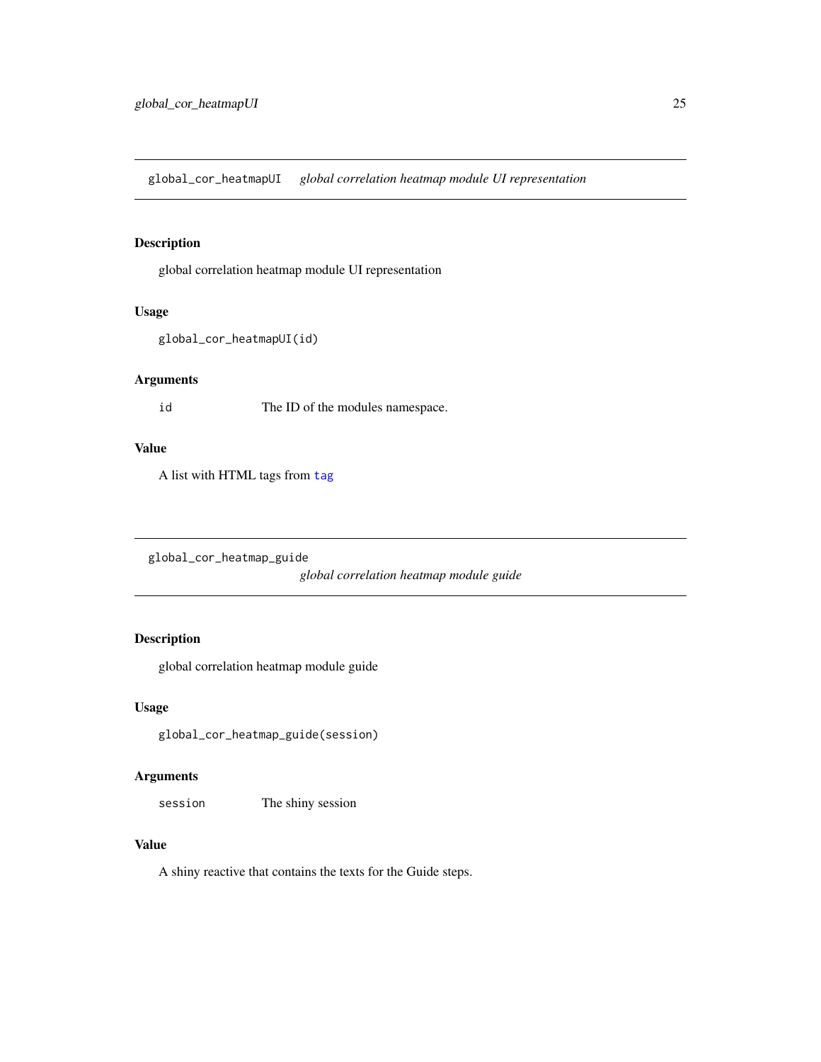## global_cor_heatmapUI *global correlation heatmap module UI representation*

### Description

global correlation heatmap module UI representation

### Usage

```
global_cor_heatmapUI(id)
```

### Arguments

| | |
|---|---|
| id | The ID of the modules namespace. |

### Value

A list with HTML tags from tag

## global_cor_heatmap_guide *global correlation heatmap module guide*

### Description

global correlation heatmap module guide

### Usage

```
global_cor_heatmap_guide(session)
```

### Arguments

| | |
|---|---|
| session | The shiny session |

### Value

A shiny reactive that contains the texts for the Guide steps.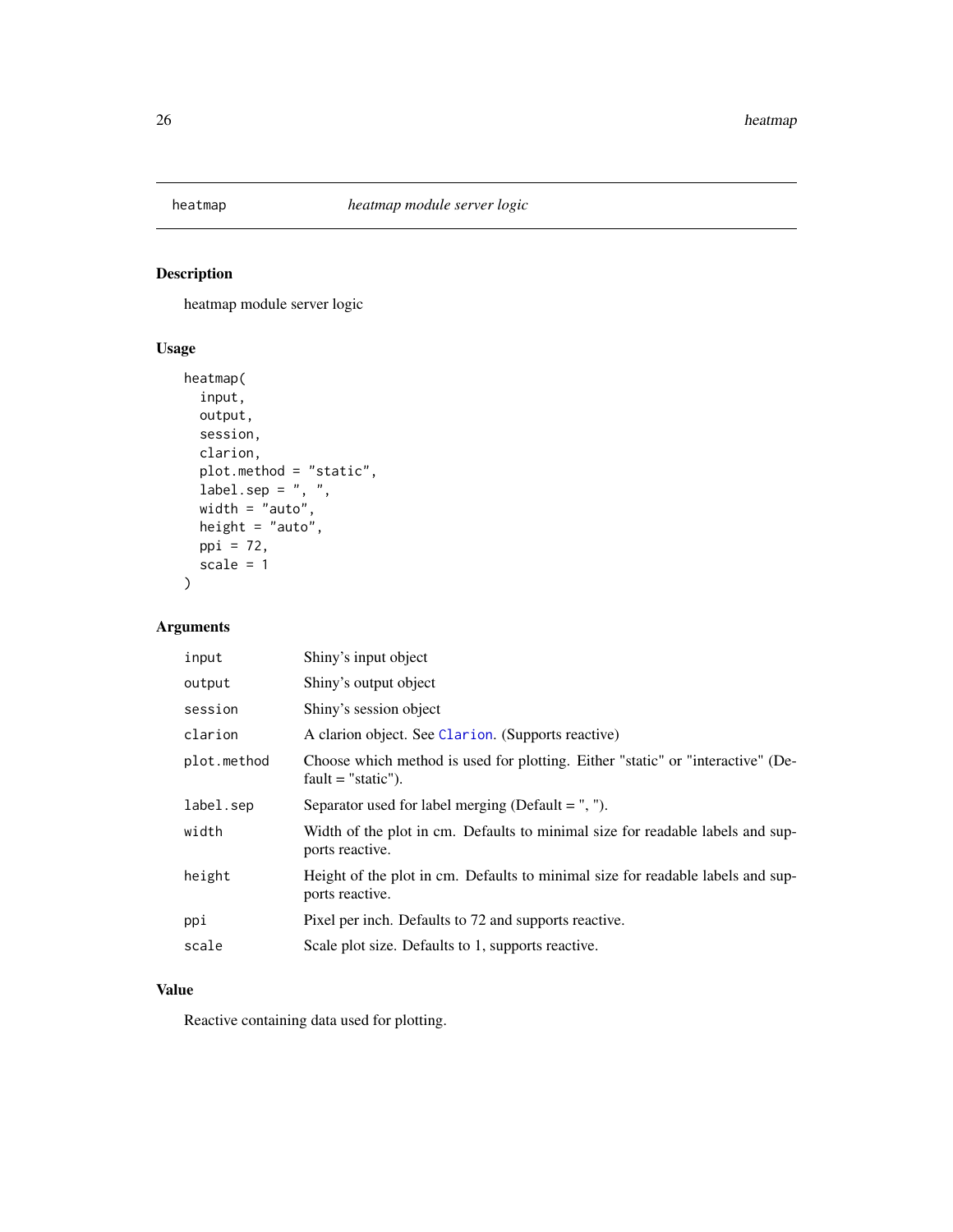# heatmap — *heatmap module server logic*

## Description

heatmap module server logic

## Usage

```
heatmap(
  input,
  output,
  session,
  clarion,
  plot.method = "static",
  label.sep = ", ",
  width = "auto",
  height = "auto",
  ppi = 72,
  scale = 1
)
```

## Arguments

| Argument | Description |
|---|---|
| `input` | Shiny's input object |
| `output` | Shiny's output object |
| `session` | Shiny's session object |
| `clarion` | A clarion object. See `Clarion`. (Supports reactive) |
| `plot.method` | Choose which method is used for plotting. Either "static" or "interactive" (Default = "static"). |
| `label.sep` | Separator used for label merging (Default = ", "). |
| `width` | Width of the plot in cm. Defaults to minimal size for readable labels and supports reactive. |
| `height` | Height of the plot in cm. Defaults to minimal size for readable labels and supports reactive. |
| `ppi` | Pixel per inch. Defaults to 72 and supports reactive. |
| `scale` | Scale plot size. Defaults to 1, supports reactive. |

## Value

Reactive containing data used for plotting.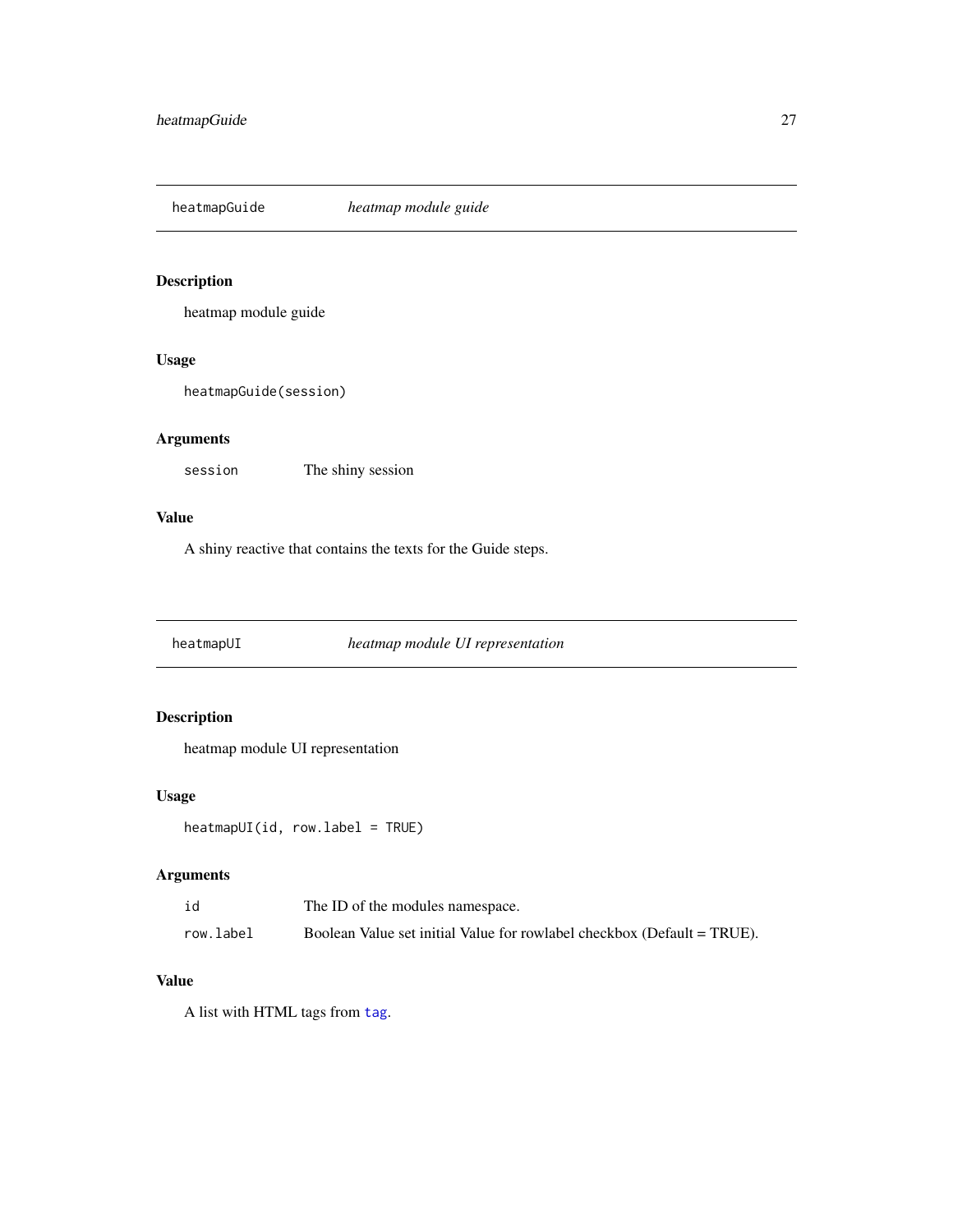## heatmapGuide *heatmap module guide*

### Description

heatmap module guide

### Usage

```
heatmapGuide(session)
```

### Arguments

| | |
|---|---|
| session | The shiny session |

### Value

A shiny reactive that contains the texts for the Guide steps.

## heatmapUI *heatmap module UI representation*

### Description

heatmap module UI representation

### Usage

```
heatmapUI(id, row.label = TRUE)
```

### Arguments

| | |
|---|---|
| id | The ID of the modules namespace. |
| row.label | Boolean Value set initial Value for rowlabel checkbox (Default = TRUE). |

### Value

A list with HTML tags from `tag`.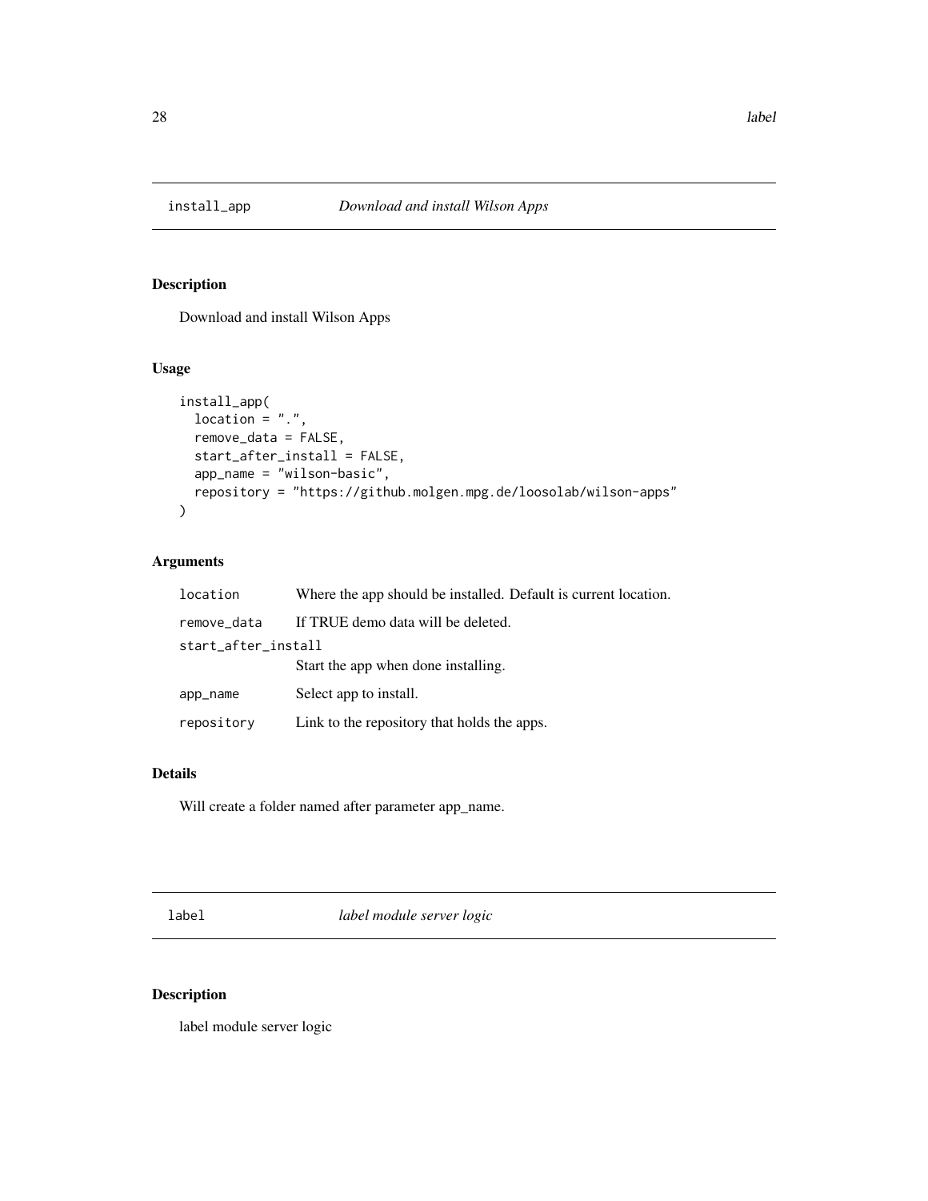## install_app — *Download and install Wilson Apps*

### Description

Download and install Wilson Apps

### Usage

```
install_app(
  location = ".",
  remove_data = FALSE,
  start_after_install = FALSE,
  app_name = "wilson-basic",
  repository = "https://github.molgen.mpg.de/loosolab/wilson-apps"
)
```

### Arguments

| Argument | Description |
| --- | --- |
| `location` | Where the app should be installed. Default is current location. |
| `remove_data` | If TRUE demo data will be deleted. |
| `start_after_install` | Start the app when done installing. |
| `app_name` | Select app to install. |
| `repository` | Link to the repository that holds the apps. |

### Details

Will create a folder named after parameter app_name.

## label — *label module server logic*

### Description

label module server logic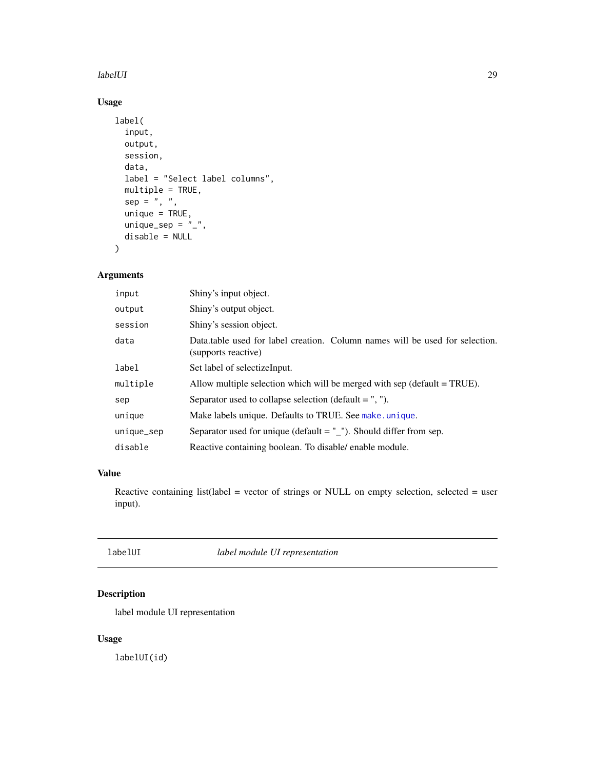## Usage

```
label(
  input,
  output,
  session,
  data,
  label = "Select label columns",
  multiple = TRUE,
  sep = ", ",
  unique = TRUE,
  unique_sep = "_",
  disable = NULL
)
```

## Arguments

| | |
|---|---|
| input | Shiny's input object. |
| output | Shiny's output object. |
| session | Shiny's session object. |
| data | Data.table used for label creation. Column names will be used for selection. (supports reactive) |
| label | Set label of selectizeInput. |
| multiple | Allow multiple selection which will be merged with sep (default = TRUE). |
| sep | Separator used to collapse selection (default = ", "). |
| unique | Make labels unique. Defaults to TRUE. See make.unique. |
| unique_sep | Separator used for unique (default = "_"). Should differ from sep. |
| disable | Reactive containing boolean. To disable/ enable module. |

## Value

Reactive containing list(label = vector of strings or NULL on empty selection, selected = user input).

---

# labelUI — *label module UI representation*

## Description

label module UI representation

## Usage

```
labelUI(id)
```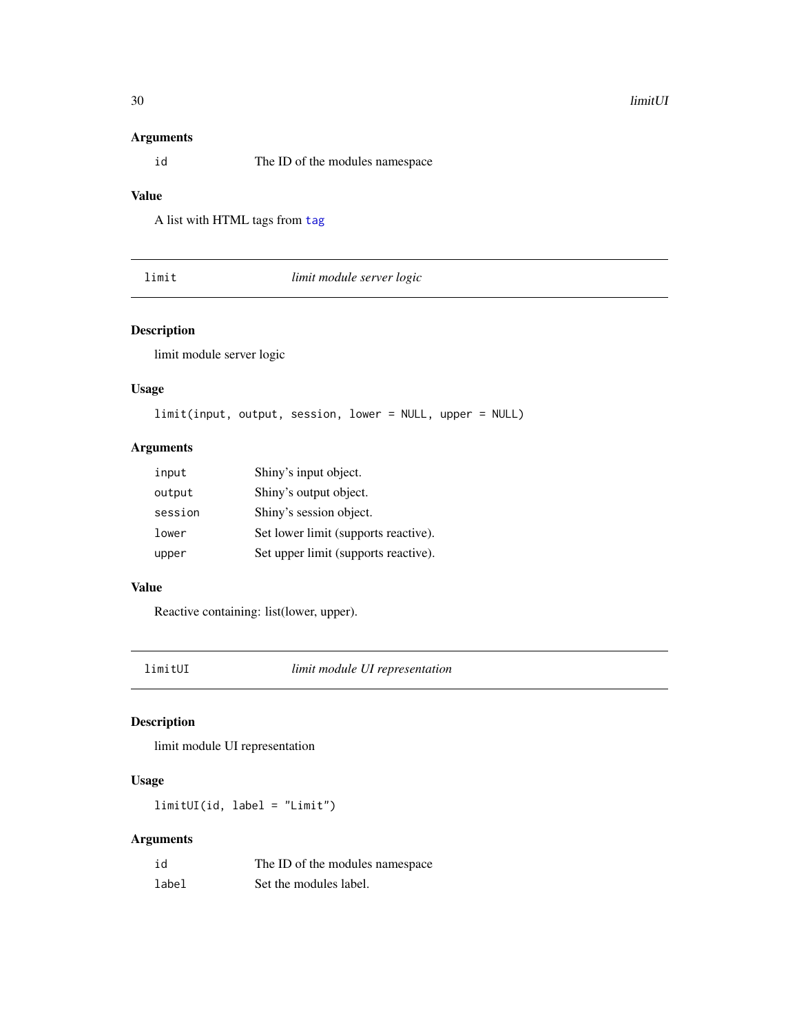## Arguments

| | |
|---|---|
| id | The ID of the modules namespace |

## Value

A list with HTML tags from tag

---

# limit — *limit module server logic*

## Description

limit module server logic

## Usage

```
limit(input, output, session, lower = NULL, upper = NULL)
```

## Arguments

| | |
|---|---|
| input | Shiny's input object. |
| output | Shiny's output object. |
| session | Shiny's session object. |
| lower | Set lower limit (supports reactive). |
| upper | Set upper limit (supports reactive). |

## Value

Reactive containing: list(lower, upper).

---

# limitUI — *limit module UI representation*

## Description

limit module UI representation

## Usage

```
limitUI(id, label = "Limit")
```

## Arguments

| | |
|---|---|
| id | The ID of the modules namespace |
| label | Set the modules label. |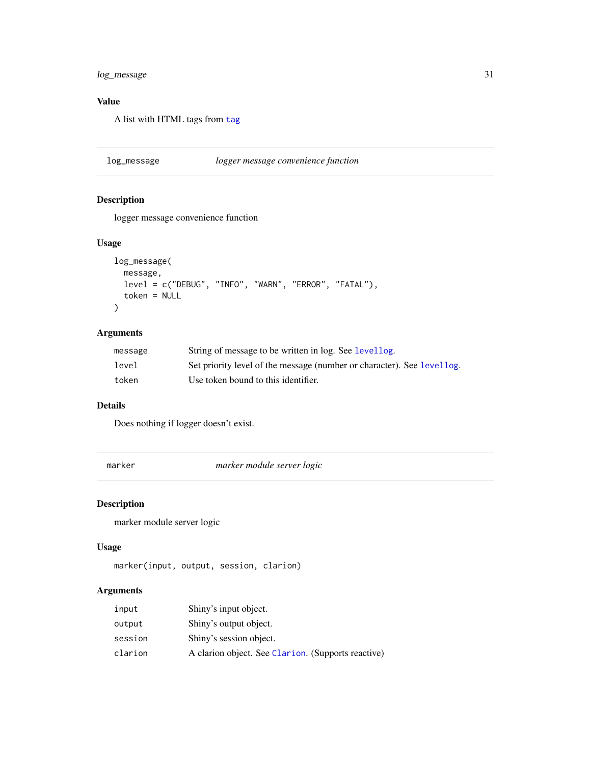### Value

A list with HTML tags from tag

## log_message — *logger message convenience function*

### Description

logger message convenience function

### Usage

```
log_message(
  message,
  level = c("DEBUG", "INFO", "WARN", "ERROR", "FATAL"),
  token = NULL
)
```

### Arguments

| | |
|---|---|
| message | String of message to be written in log. See levellog. |
| level | Set priority level of the message (number or character). See levellog. |
| token | Use token bound to this identifier. |

### Details

Does nothing if logger doesn't exist.

## marker — *marker module server logic*

### Description

marker module server logic

### Usage

```
marker(input, output, session, clarion)
```

### Arguments

| | |
|---|---|
| input | Shiny's input object. |
| output | Shiny's output object. |
| session | Shiny's session object. |
| clarion | A clarion object. See Clarion. (Supports reactive) |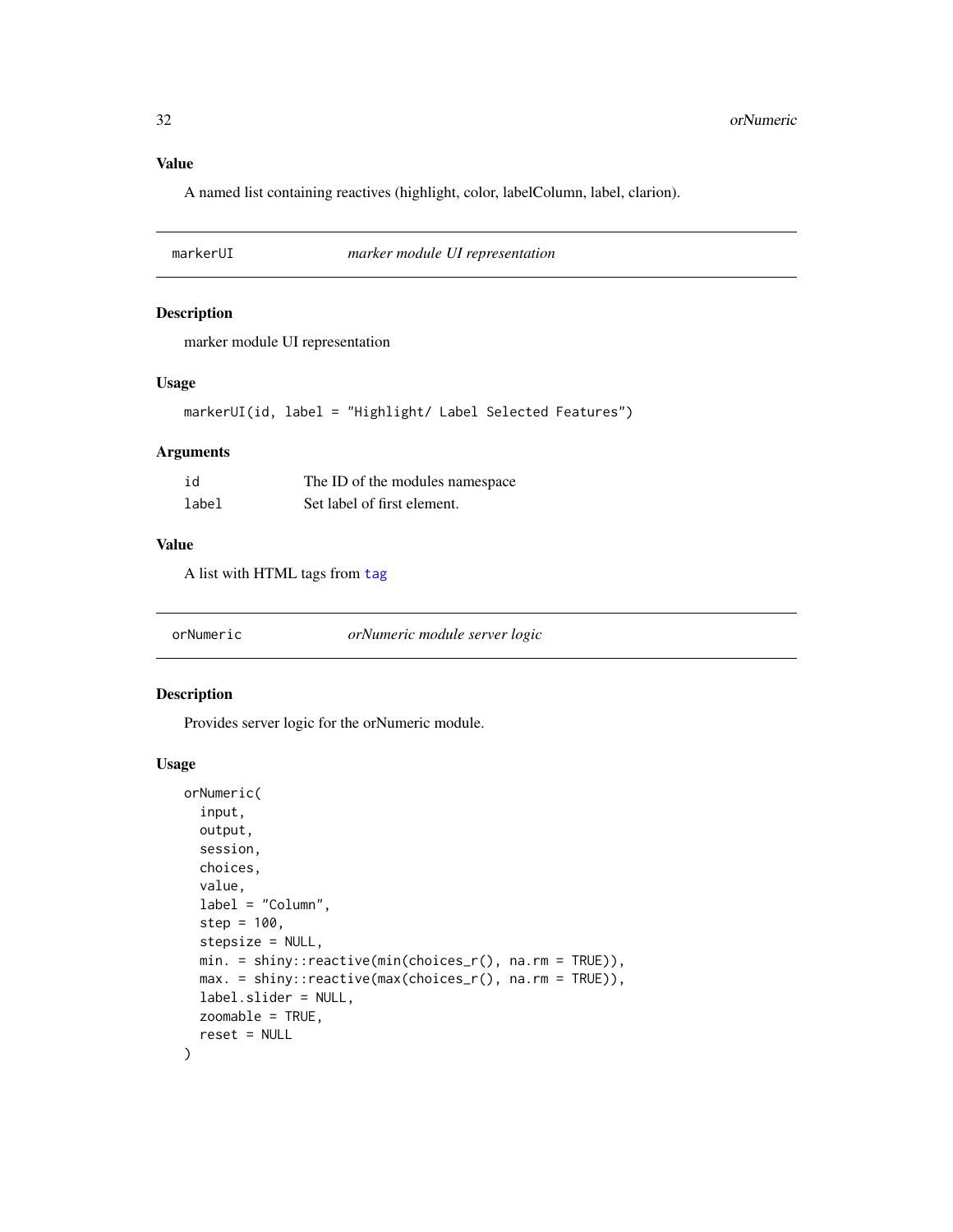### Value

A named list containing reactives (highlight, color, labelColumn, label, clarion).

## markerUI — *marker module UI representation*

### Description

marker module UI representation

### Usage

```
markerUI(id, label = "Highlight/ Label Selected Features")
```

### Arguments

| | |
|---|---|
| id | The ID of the modules namespace |
| label | Set label of first element. |

### Value

A list with HTML tags from tag

## orNumeric — *orNumeric module server logic*

### Description

Provides server logic for the orNumeric module.

### Usage

```
orNumeric(
  input,
  output,
  session,
  choices,
  value,
  label = "Column",
  step = 100,
  stepsize = NULL,
  min. = shiny::reactive(min(choices_r(), na.rm = TRUE)),
  max. = shiny::reactive(max(choices_r(), na.rm = TRUE)),
  label.slider = NULL,
  zoomable = TRUE,
  reset = NULL
)
```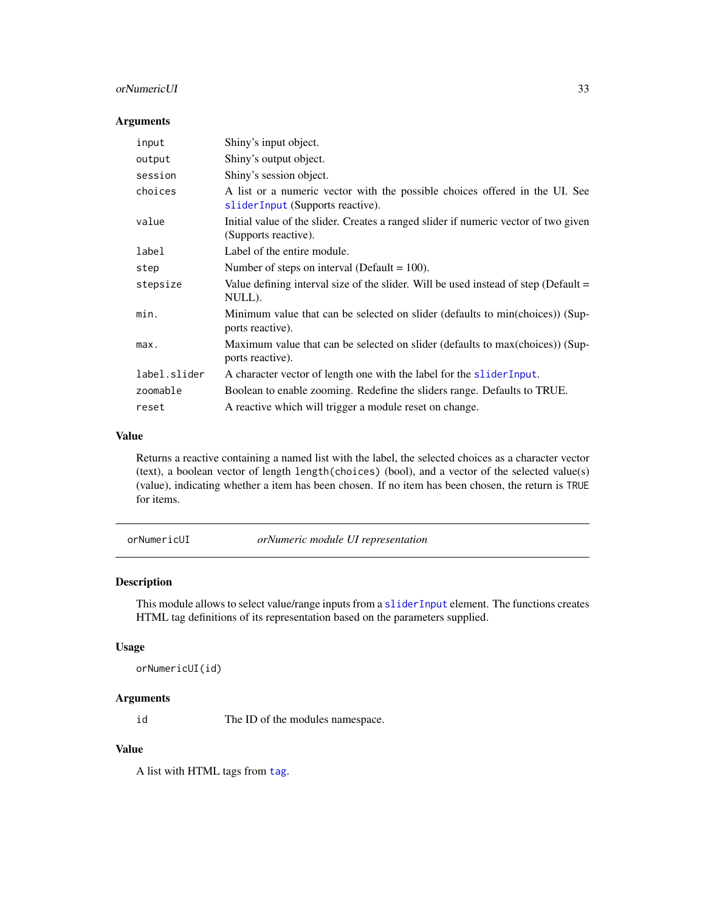### Arguments

| | |
|---|---|
| `input` | Shiny's input object. |
| `output` | Shiny's output object. |
| `session` | Shiny's session object. |
| `choices` | A list or a numeric vector with the possible choices offered in the UI. See `sliderInput` (Supports reactive). |
| `value` | Initial value of the slider. Creates a ranged slider if numeric vector of two given (Supports reactive). |
| `label` | Label of the entire module. |
| `step` | Number of steps on interval (Default = 100). |
| `stepsize` | Value defining interval size of the slider. Will be used instead of step (Default = NULL). |
| `min.` | Minimum value that can be selected on slider (defaults to min(choices)) (Supports reactive). |
| `max.` | Maximum value that can be selected on slider (defaults to max(choices)) (Supports reactive). |
| `label.slider` | A character vector of length one with the label for the `sliderInput`. |
| `zoomable` | Boolean to enable zooming. Redefine the sliders range. Defaults to TRUE. |
| `reset` | A reactive which will trigger a module reset on change. |

### Value

Returns a reactive containing a named list with the label, the selected choices as a character vector (text), a boolean vector of length `length(choices)` (bool), and a vector of the selected value(s) (value), indicating whether a item has been chosen. If no item has been chosen, the return is `TRUE` for items.

---

## orNumericUI — *orNumeric module UI representation*

### Description

This module allows to select value/range inputs from a `sliderInput` element. The functions creates HTML tag definitions of its representation based on the parameters supplied.

### Usage

```
orNumericUI(id)
```

### Arguments

| | |
|---|---|
| `id` | The ID of the modules namespace. |

### Value

A list with HTML tags from `tag`.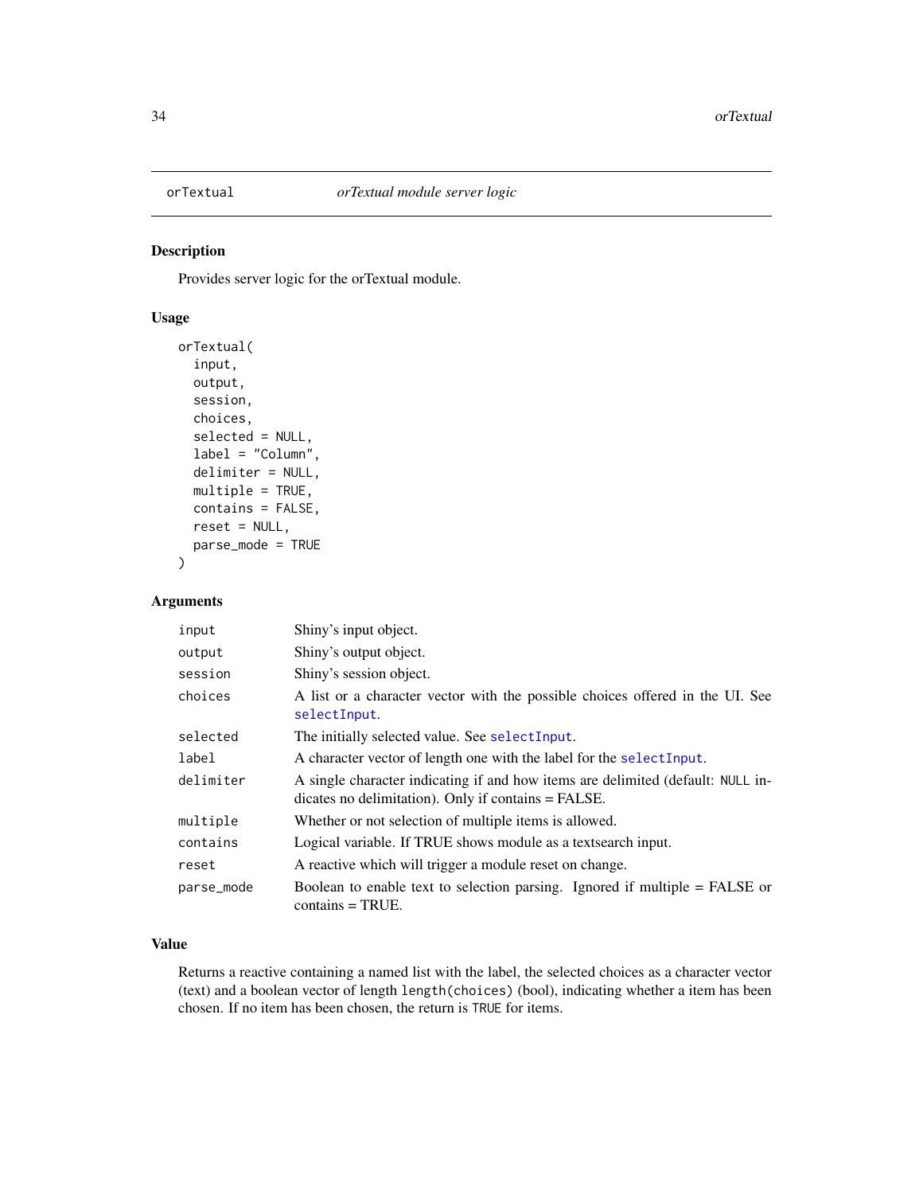orTextual *orTextual module server logic*

## Description

Provides server logic for the orTextual module.

## Usage

```
orTextual(
  input,
  output,
  session,
  choices,
  selected = NULL,
  label = "Column",
  delimiter = NULL,
  multiple = TRUE,
  contains = FALSE,
  reset = NULL,
  parse_mode = TRUE
)
```

## Arguments

| | |
|---|---|
| input | Shiny's input object. |
| output | Shiny's output object. |
| session | Shiny's session object. |
| choices | A list or a character vector with the possible choices offered in the UI. See selectInput. |
| selected | The initially selected value. See selectInput. |
| label | A character vector of length one with the label for the selectInput. |
| delimiter | A single character indicating if and how items are delimited (default: NULL indicates no delimitation). Only if contains = FALSE. |
| multiple | Whether or not selection of multiple items is allowed. |
| contains | Logical variable. If TRUE shows module as a textsearch input. |
| reset | A reactive which will trigger a module reset on change. |
| parse_mode | Boolean to enable text to selection parsing. Ignored if multiple = FALSE or contains = TRUE. |

## Value

Returns a reactive containing a named list with the label, the selected choices as a character vector (text) and a boolean vector of length `length(choices)` (bool), indicating whether a item has been chosen. If no item has been chosen, the return is `TRUE` for items.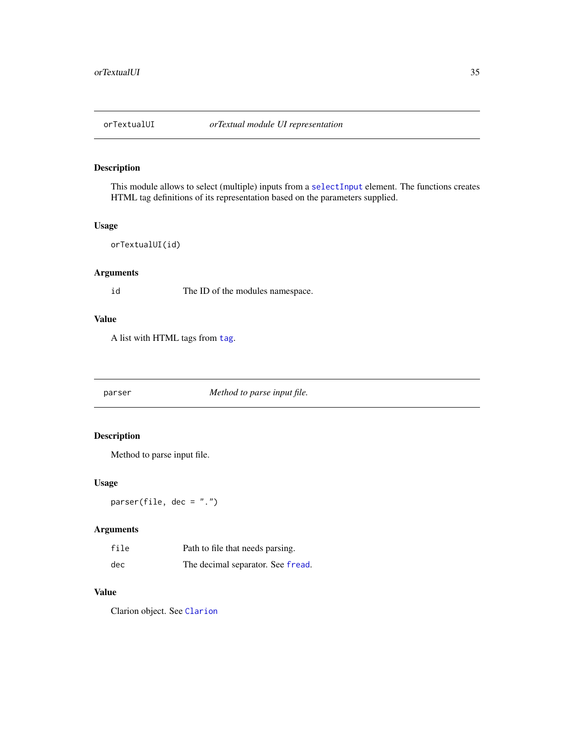## orTextualUI — *orTextual module UI representation*

### Description

This module allows to select (multiple) inputs from a selectInput element. The functions creates HTML tag definitions of its representation based on the parameters supplied.

### Usage

```
orTextualUI(id)
```

### Arguments

| | |
|---|---|
| id | The ID of the modules namespace. |

### Value

A list with HTML tags from tag.

## parser — *Method to parse input file.*

### Description

Method to parse input file.

### Usage

```
parser(file, dec = ".")
```

### Arguments

| | |
|---|---|
| file | Path to file that needs parsing. |
| dec | The decimal separator. See fread. |

### Value

Clarion object. See Clarion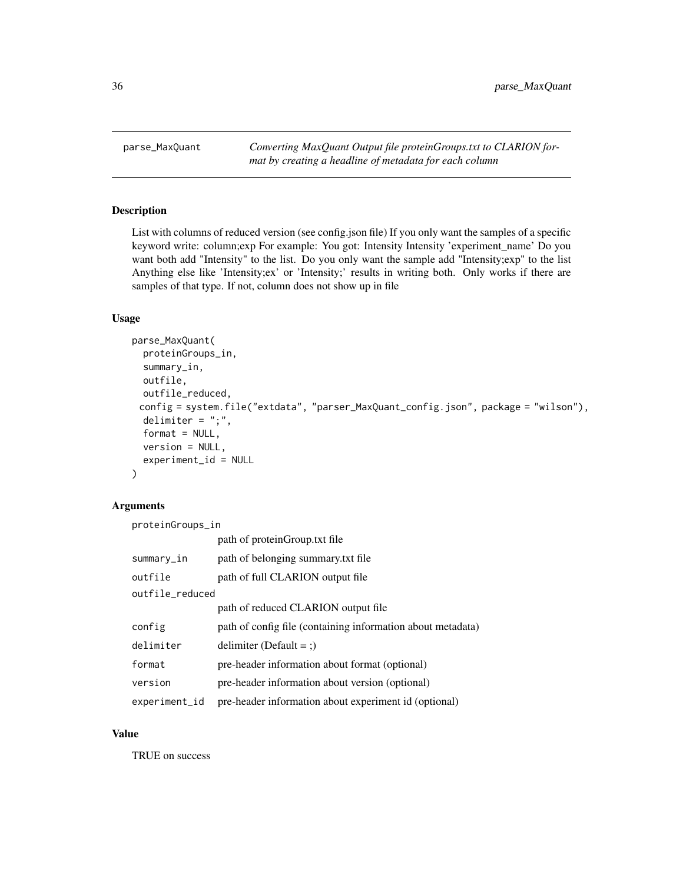# parse_MaxQuant

*Converting MaxQuant Output file proteinGroups.txt to CLARION format by creating a headline of metadata for each column*

## Description

List with columns of reduced version (see config.json file) If you only want the samples of a specific keyword write: column;exp For example: You got: Intensity Intensity 'experiment_name' Do you want both add "Intensity" to the list. Do you only want the sample add "Intensity;exp" to the list Anything else like 'Intensity;ex' or 'Intensity;' results in writing both. Only works if there are samples of that type. If not, column does not show up in file

## Usage

```
parse_MaxQuant(
  proteinGroups_in,
  summary_in,
  outfile,
  outfile_reduced,
  config = system.file("extdata", "parser_MaxQuant_config.json", package = "wilson"),
  delimiter = ";",
  format = NULL,
  version = NULL,
  experiment_id = NULL
)
```

## Arguments

| | |
|---|---|
| proteinGroups_in | path of proteinGroup.txt file |
| summary_in | path of belonging summary.txt file |
| outfile | path of full CLARION output file |
| outfile_reduced | path of reduced CLARION output file |
| config | path of config file (containing information about metadata) |
| delimiter | delimiter (Default = ;) |
| format | pre-header information about format (optional) |
| version | pre-header information about version (optional) |
| experiment_id | pre-header information about experiment id (optional) |

## Value

TRUE on success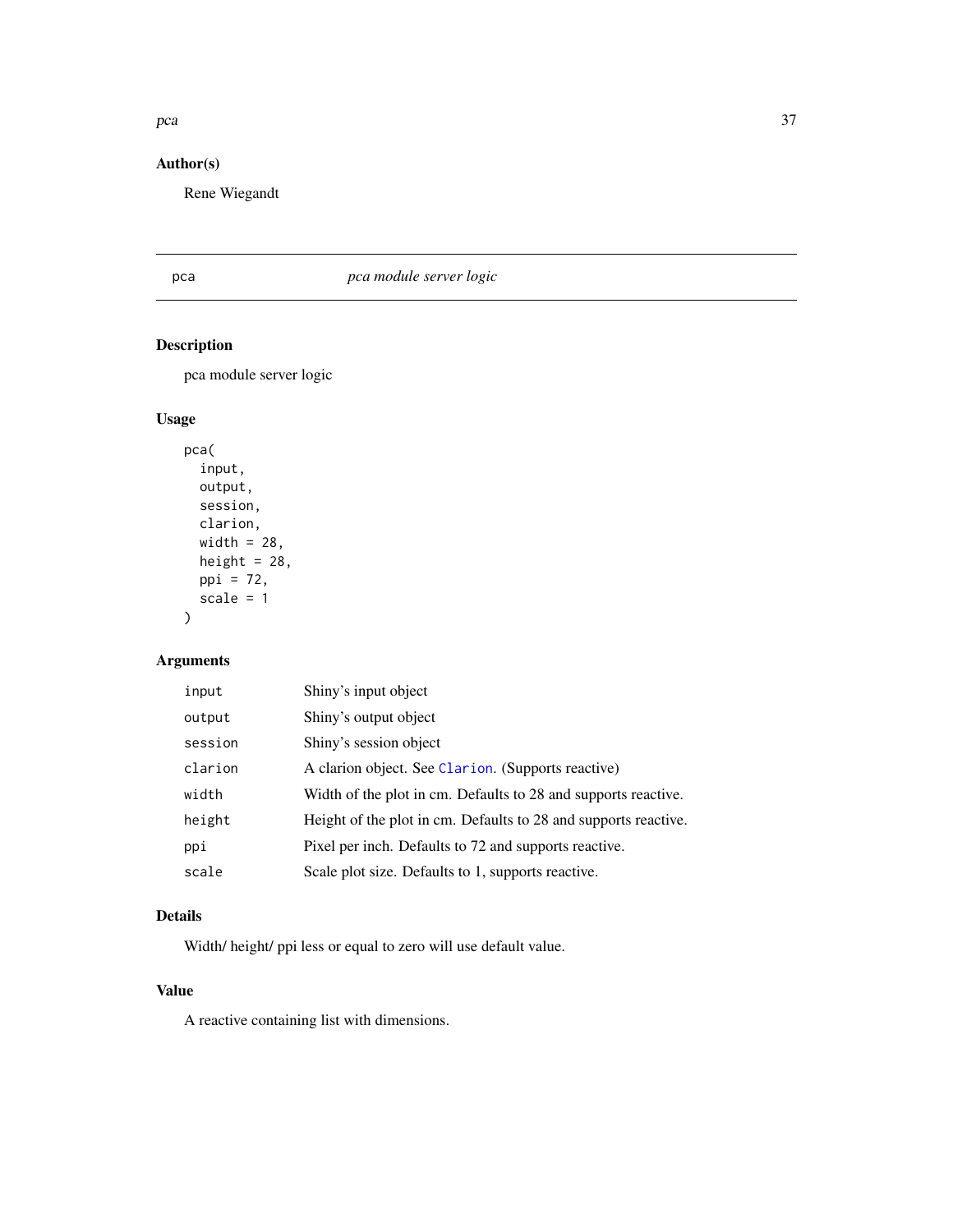### Author(s)

Rene Wiegandt

---

## pca — *pca module server logic*

---

### Description

pca module server logic

### Usage

```
pca(
  input,
  output,
  session,
  clarion,
  width = 28,
  height = 28,
  ppi = 72,
  scale = 1
)
```

### Arguments

| | |
|---|---|
| `input` | Shiny's input object |
| `output` | Shiny's output object |
| `session` | Shiny's session object |
| `clarion` | A clarion object. See `Clarion`. (Supports reactive) |
| `width` | Width of the plot in cm. Defaults to 28 and supports reactive. |
| `height` | Height of the plot in cm. Defaults to 28 and supports reactive. |
| `ppi` | Pixel per inch. Defaults to 72 and supports reactive. |
| `scale` | Scale plot size. Defaults to 1, supports reactive. |

### Details

Width/ height/ ppi less or equal to zero will use default value.

### Value

A reactive containing list with dimensions.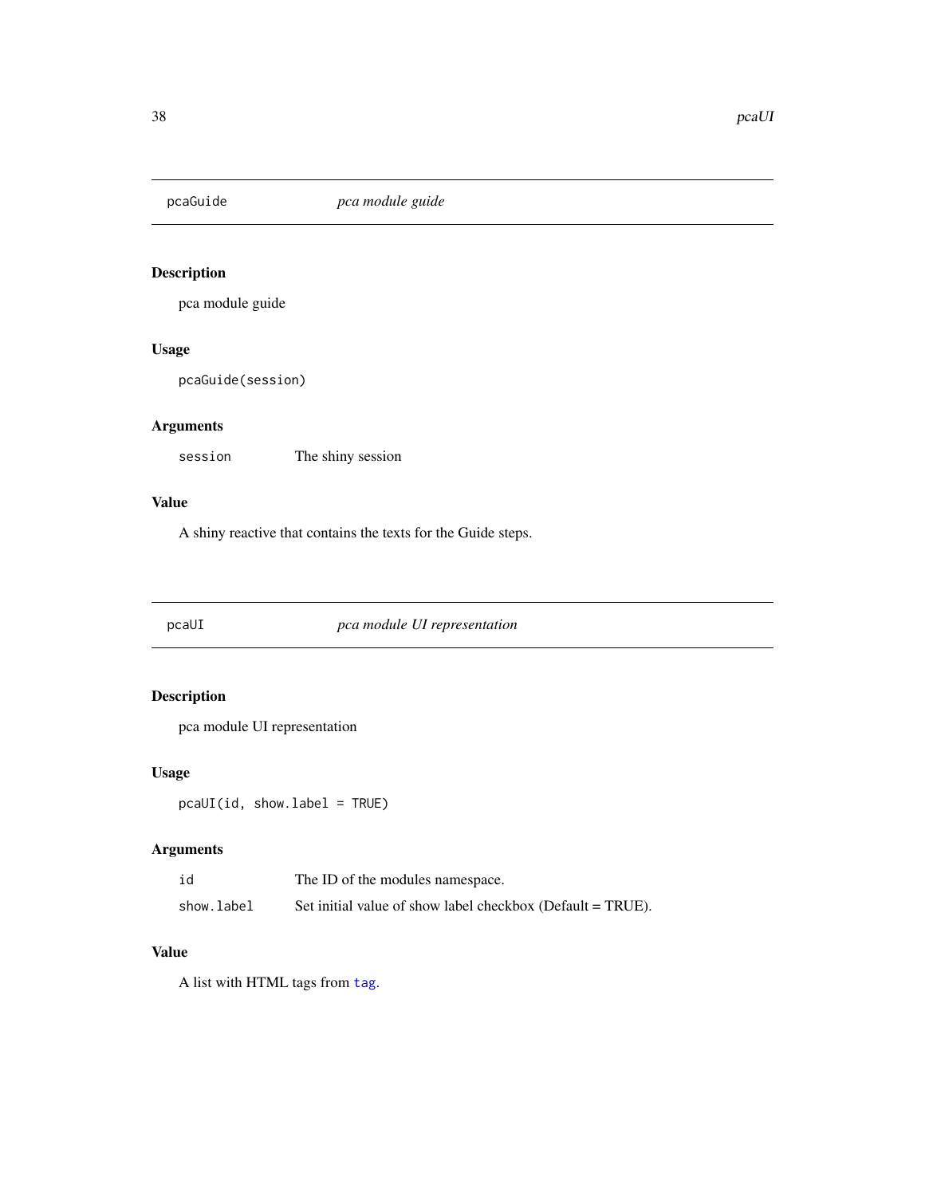## pcaGuide — *pca module guide*

### Description

pca module guide

### Usage

```
pcaGuide(session)
```

### Arguments

| | |
|---|---|
| session | The shiny session |

### Value

A shiny reactive that contains the texts for the Guide steps.

## pcaUI — *pca module UI representation*

### Description

pca module UI representation

### Usage

```
pcaUI(id, show.label = TRUE)
```

### Arguments

| | |
|---|---|
| id | The ID of the modules namespace. |
| show.label | Set initial value of show label checkbox (Default = TRUE). |

### Value

A list with HTML tags from `tag`.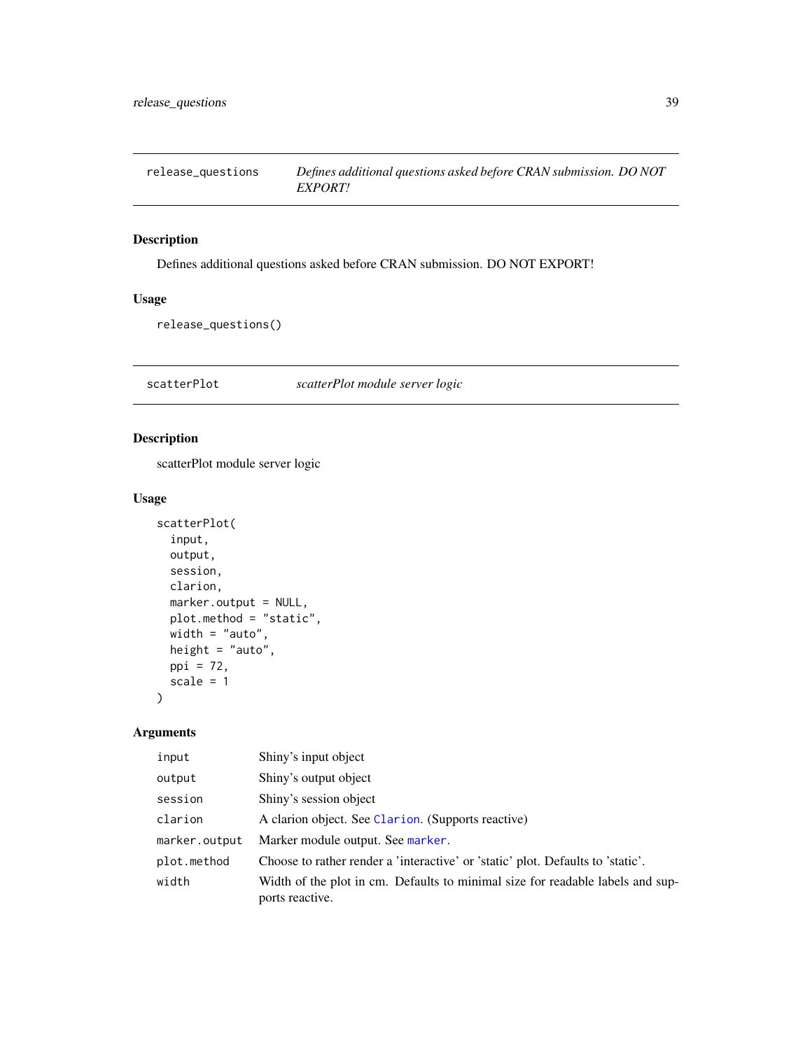## release_questions — *Defines additional questions asked before CRAN submission. DO NOT EXPORT!*

### Description

Defines additional questions asked before CRAN submission. DO NOT EXPORT!

### Usage

```
release_questions()
```

## scatterPlot — *scatterPlot module server logic*

### Description

scatterPlot module server logic

### Usage

```
scatterPlot(
  input,
  output,
  session,
  clarion,
  marker.output = NULL,
  plot.method = "static",
  width = "auto",
  height = "auto",
  ppi = 72,
  scale = 1
)
```

### Arguments

| | |
|---|---|
| input | Shiny's input object |
| output | Shiny's output object |
| session | Shiny's session object |
| clarion | A clarion object. See Clarion. (Supports reactive) |
| marker.output | Marker module output. See marker. |
| plot.method | Choose to rather render a 'interactive' or 'static' plot. Defaults to 'static'. |
| width | Width of the plot in cm. Defaults to minimal size for readable labels and supports reactive. |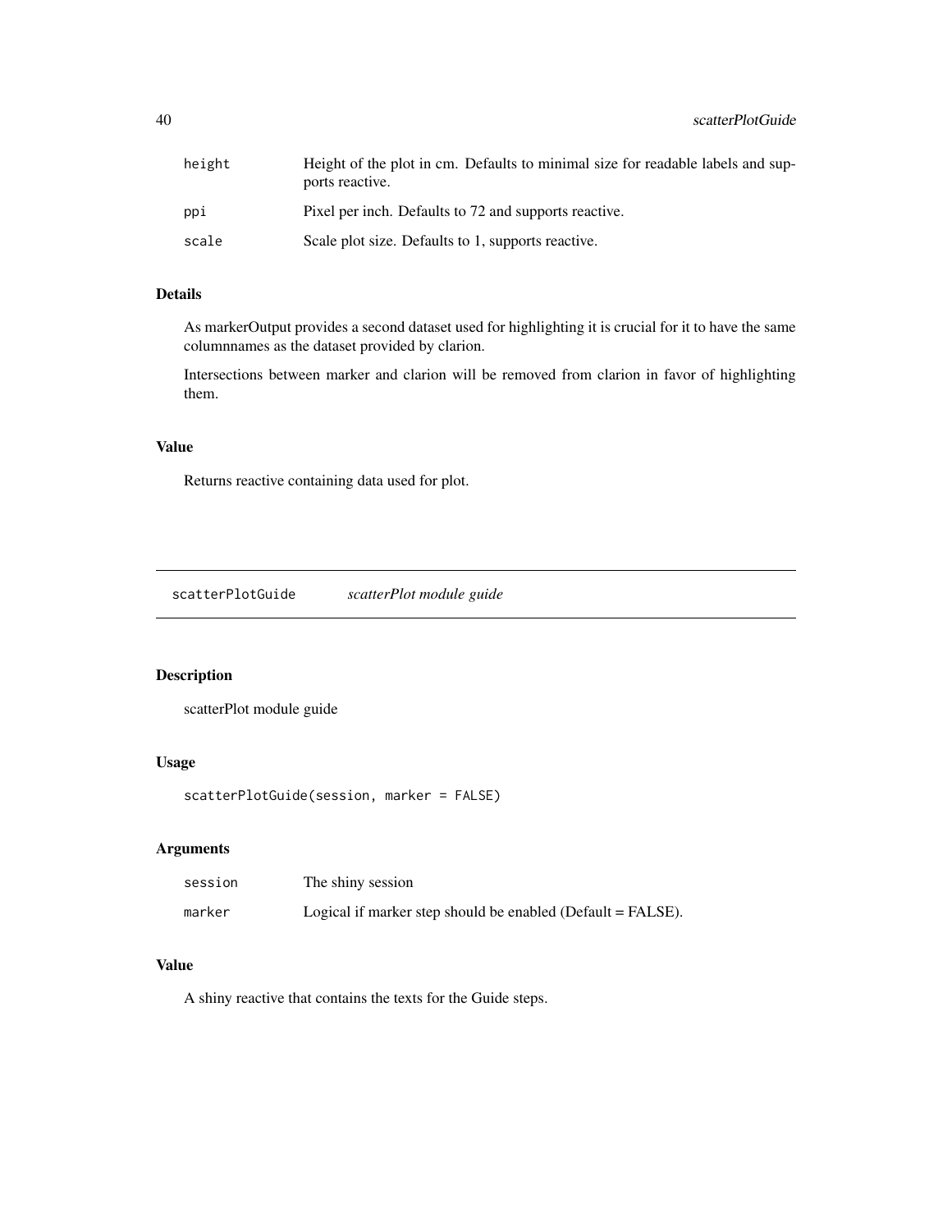| | |
|---|---|
| height | Height of the plot in cm. Defaults to minimal size for readable labels and supports reactive. |
| ppi | Pixel per inch. Defaults to 72 and supports reactive. |
| scale | Scale plot size. Defaults to 1, supports reactive. |

### Details

As markerOutput provides a second dataset used for highlighting it is crucial for it to have the same columnnames as the dataset provided by clarion.

Intersections between marker and clarion will be removed from clarion in favor of highlighting them.

### Value

Returns reactive containing data used for plot.

---

## scatterPlotGuide *scatterPlot module guide*

---

### Description

scatterPlot module guide

### Usage

```
scatterPlotGuide(session, marker = FALSE)
```

### Arguments

| | |
|---|---|
| session | The shiny session |
| marker | Logical if marker step should be enabled (Default = FALSE). |

### Value

A shiny reactive that contains the texts for the Guide steps.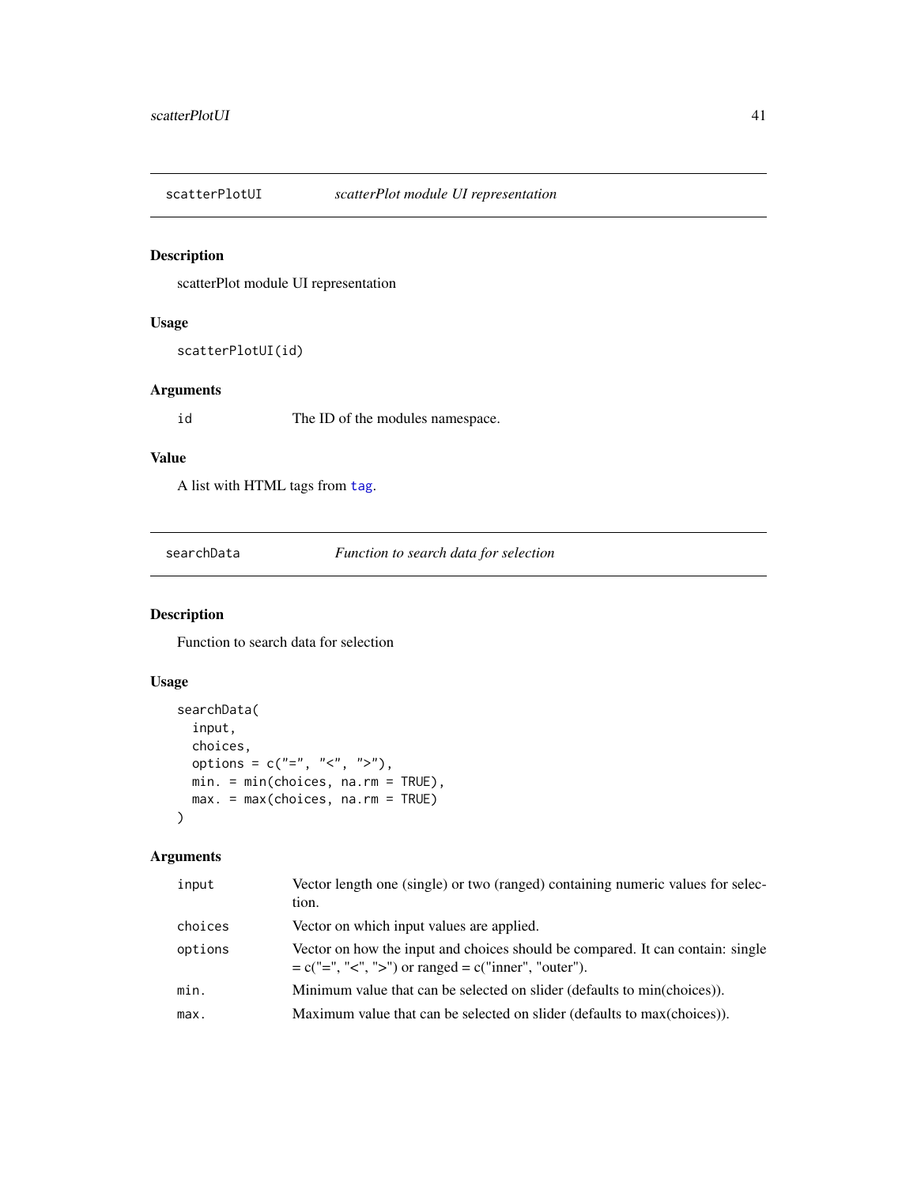## scatterPlotUI — *scatterPlot module UI representation*

### Description

scatterPlot module UI representation

### Usage

```
scatterPlotUI(id)
```

### Arguments

| | |
|---|---|
| id | The ID of the modules namespace. |

### Value

A list with HTML tags from tag.

## searchData — *Function to search data for selection*

### Description

Function to search data for selection

### Usage

```
searchData(
  input,
  choices,
  options = c("=", "<", ">"),
  min. = min(choices, na.rm = TRUE),
  max. = max(choices, na.rm = TRUE)
)
```

### Arguments

| | |
|---|---|
| input | Vector length one (single) or two (ranged) containing numeric values for selection. |
| choices | Vector on which input values are applied. |
| options | Vector on how the input and choices should be compared. It can contain: single = c("=", "<", ">") or ranged = c("inner", "outer"). |
| min. | Minimum value that can be selected on slider (defaults to min(choices)). |
| max. | Maximum value that can be selected on slider (defaults to max(choices)). |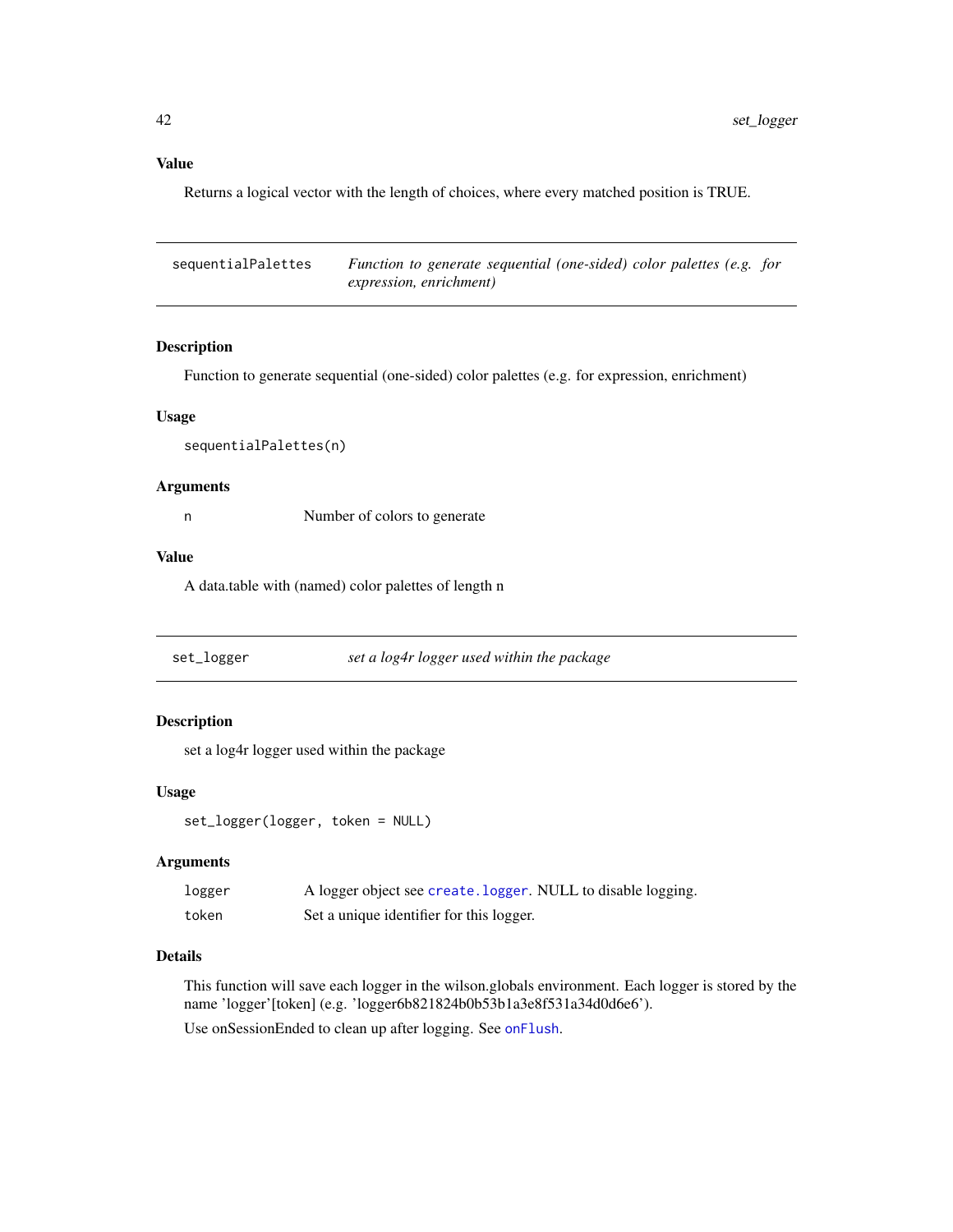### Value

Returns a logical vector with the length of choices, where every matched position is TRUE.

---

## sequentialPalettes — *Function to generate sequential (one-sided) color palettes (e.g. for expression, enrichment)*

---

### Description

Function to generate sequential (one-sided) color palettes (e.g. for expression, enrichment)

### Usage

```
sequentialPalettes(n)
```

### Arguments

| | |
|---|---|
| n | Number of colors to generate |

### Value

A data.table with (named) color palettes of length n

---

## set_logger — *set a log4r logger used within the package*

---

### Description

set a log4r logger used within the package

### Usage

```
set_logger(logger, token = NULL)
```

### Arguments

| | |
|---|---|
| logger | A logger object see `create.logger`. NULL to disable logging. |
| token | Set a unique identifier for this logger. |

### Details

This function will save each logger in the wilson.globals environment. Each logger is stored by the name 'logger'[token] (e.g. 'logger6b821824b0b53b1a3e8f531a34d0d6e6').

Use onSessionEnded to clean up after logging. See `onFlush`.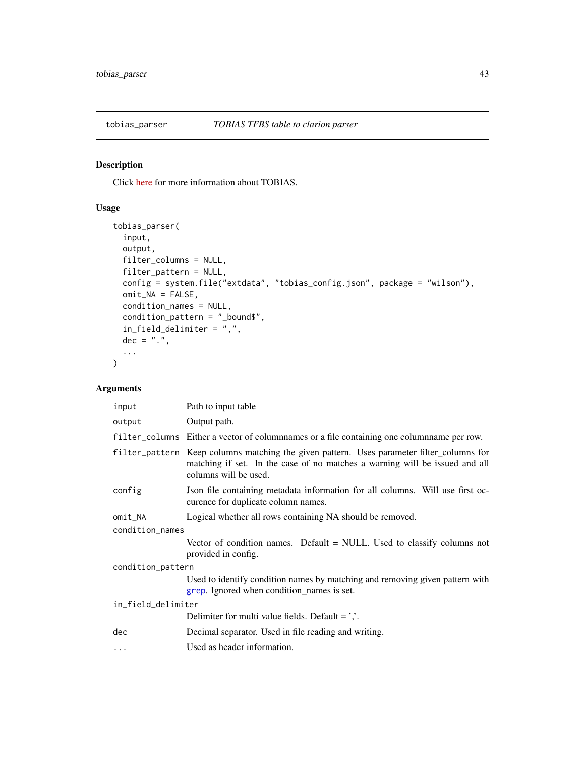## tobias_parser — *TOBIAS TFBS table to clarion parser*

### Description

Click here for more information about TOBIAS.

### Usage

```
tobias_parser(
  input,
  output,
  filter_columns = NULL,
  filter_pattern = NULL,
  config = system.file("extdata", "tobias_config.json", package = "wilson"),
  omit_NA = FALSE,
  condition_names = NULL,
  condition_pattern = "_bound$",
  in_field_delimiter = ",",
  dec = ".",
  ...
)
```

### Arguments

| Argument | Description |
|---|---|
| `input` | Path to input table |
| `output` | Output path. |
| `filter_columns` | Either a vector of columnnames or a file containing one columnname per row. |
| `filter_pattern` | Keep columns matching the given pattern. Uses parameter filter_columns for matching if set. In the case of no matches a warning will be issued and all columns will be used. |
| `config` | Json file containing metadata information for all columns. Will use first occurence for duplicate column names. |
| `omit_NA` | Logical whether all rows containing NA should be removed. |
| `condition_names` | Vector of condition names. Default = NULL. Used to classify columns not provided in config. |
| `condition_pattern` | Used to identify condition names by matching and removing given pattern with `grep`. Ignored when condition_names is set. |
| `in_field_delimiter` | Delimiter for multi value fields. Default = ','. |
| `dec` | Decimal separator. Used in file reading and writing. |
| `...` | Used as header information. |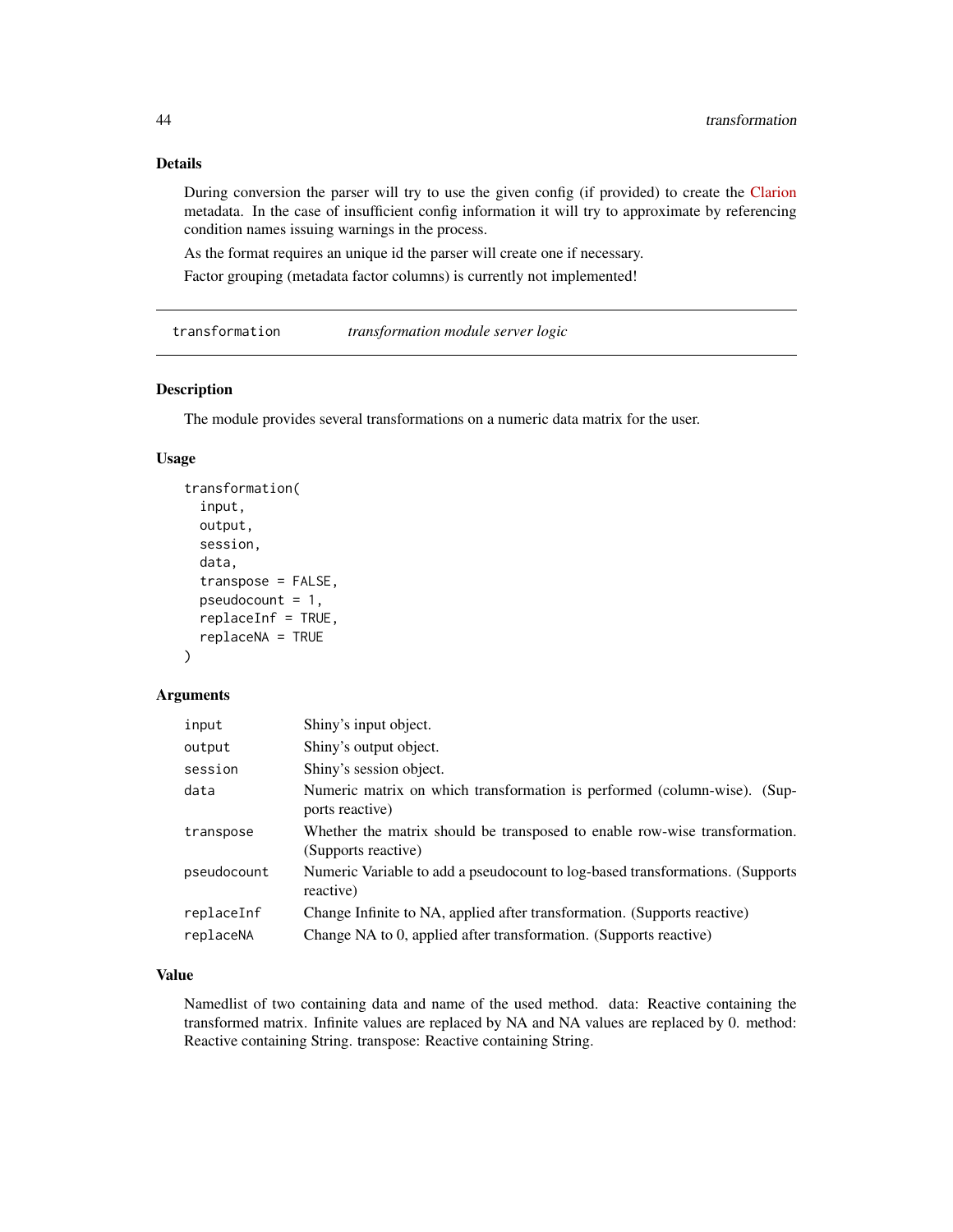## Details

During conversion the parser will try to use the given config (if provided) to create the Clarion metadata. In the case of insufficient config information it will try to approximate by referencing condition names issuing warnings in the process.

As the format requires an unique id the parser will create one if necessary.

Factor grouping (metadata factor columns) is currently not implemented!

---

# transformation — *transformation module server logic*

## Description

The module provides several transformations on a numeric data matrix for the user.

## Usage

```
transformation(
  input,
  output,
  session,
  data,
  transpose = FALSE,
  pseudocount = 1,
  replaceInf = TRUE,
  replaceNA = TRUE
)
```

## Arguments

| | |
|---|---|
| input | Shiny's input object. |
| output | Shiny's output object. |
| session | Shiny's session object. |
| data | Numeric matrix on which transformation is performed (column-wise). (Supports reactive) |
| transpose | Whether the matrix should be transposed to enable row-wise transformation. (Supports reactive) |
| pseudocount | Numeric Variable to add a pseudocount to log-based transformations. (Supports reactive) |
| replaceInf | Change Infinite to NA, applied after transformation. (Supports reactive) |
| replaceNA | Change NA to 0, applied after transformation. (Supports reactive) |

## Value

Namedlist of two containing data and name of the used method. data: Reactive containing the transformed matrix. Infinite values are replaced by NA and NA values are replaced by 0. method: Reactive containing String. transpose: Reactive containing String.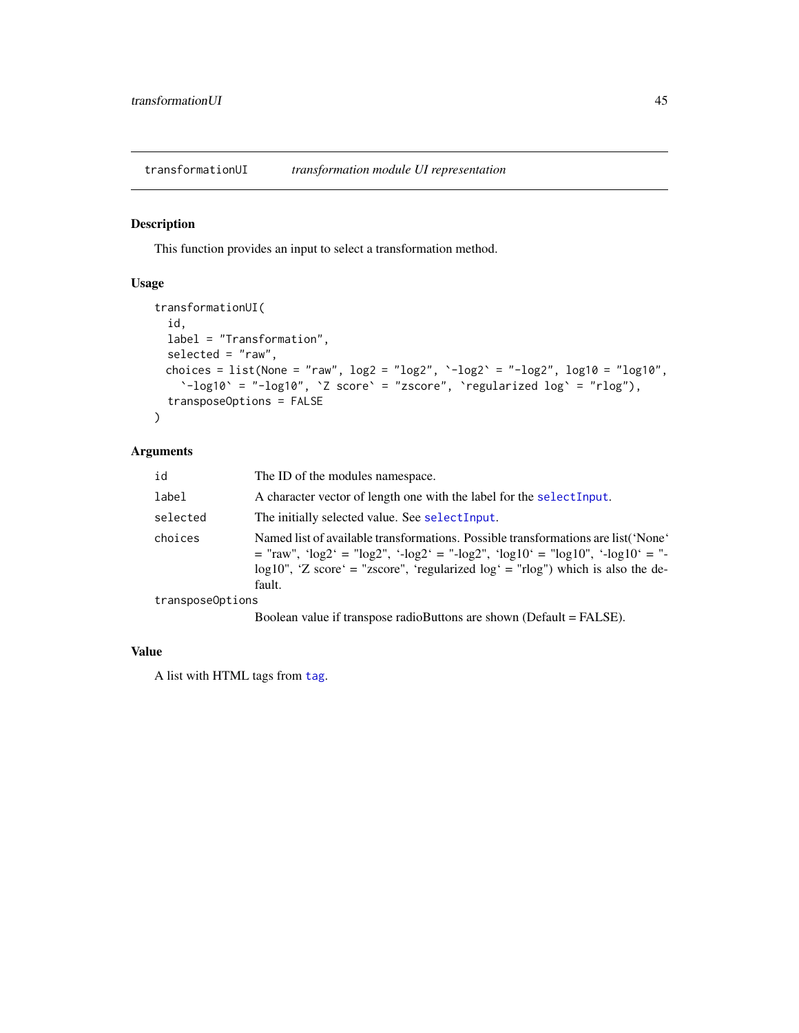## transformationUI — *transformation module UI representation*

### Description

This function provides an input to select a transformation method.

### Usage

```
transformationUI(
  id,
  label = "Transformation",
  selected = "raw",
  choices = list(None = "raw", log2 = "log2", `-log2` = "-log2", log10 = "log10",
    `-log10` = "-log10", `Z score` = "zscore", `regularized log` = "rlog"),
  transposeOptions = FALSE
)
```

### Arguments

| Argument | Description |
| --- | --- |
| id | The ID of the modules namespace. |
| label | A character vector of length one with the label for the selectInput. |
| selected | The initially selected value. See selectInput. |
| choices | Named list of available transformations. Possible transformations are list('None' = "raw", 'log2' = "log2", '-log2' = "-log2", 'log10' = "log10", '-log10' = "-log10", 'Z score' = "zscore", 'regularized log' = "rlog") which is also the default. |
| transposeOptions | Boolean value if transpose radioButtons are shown (Default = FALSE). |

### Value

A list with HTML tags from tag.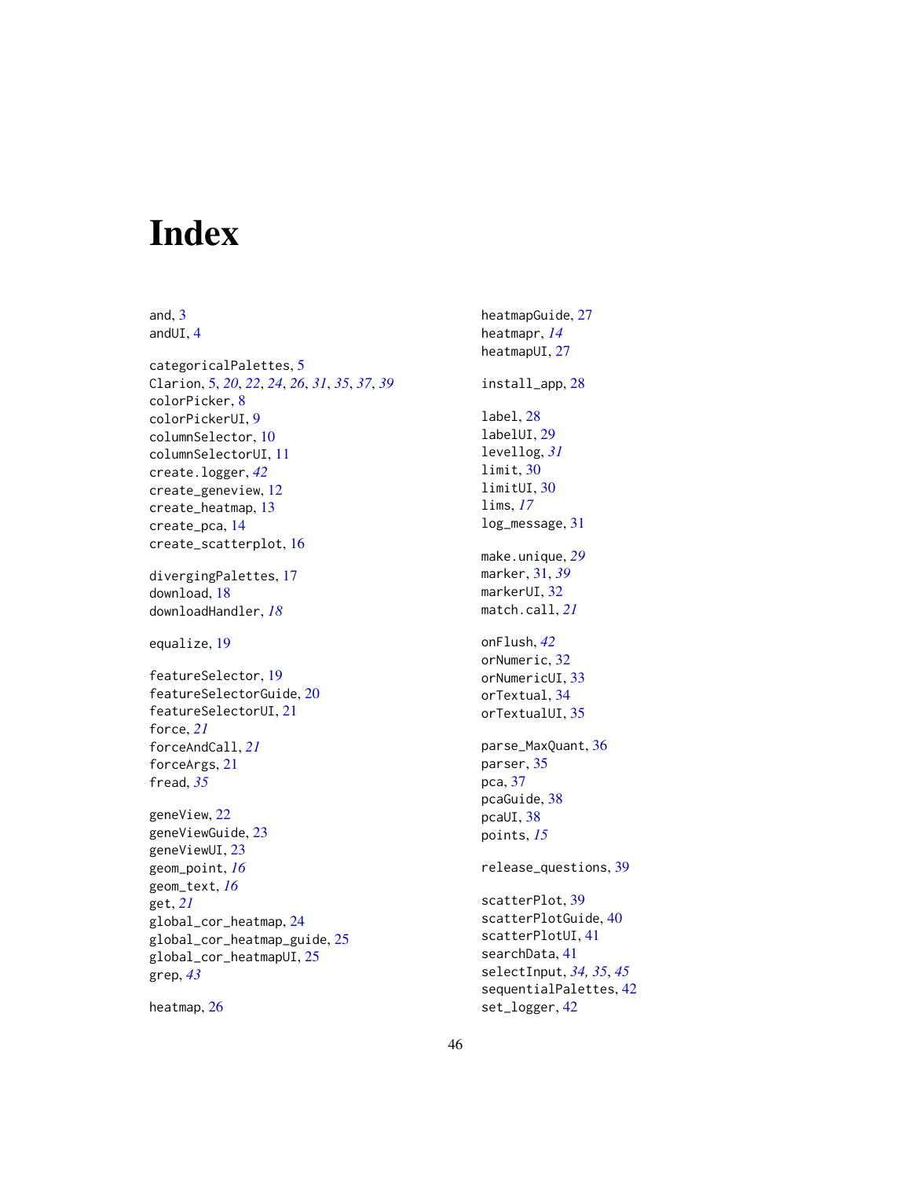# Index

and, 3
andUI, 4

categoricalPalettes, 5
Clarion, 5, *20*, *22*, *24*, *26*, *31*, *35*, *37*, *39*
colorPicker, 8
colorPickerUI, 9
columnSelector, 10
columnSelectorUI, 11
create.logger, *42*
create_geneview, 12
create_heatmap, 13
create_pca, 14
create_scatterplot, 16

divergingPalettes, 17
download, 18
downloadHandler, *18*

equalize, 19

featureSelector, 19
featureSelectorGuide, 20
featureSelectorUI, 21
force, *21*
forceAndCall, *21*
forceArgs, 21
fread, *35*

geneView, 22
geneViewGuide, 23
geneViewUI, 23
geom_point, *16*
geom_text, *16*
get, *21*
global_cor_heatmap, 24
global_cor_heatmap_guide, 25
global_cor_heatmapUI, 25
grep, *43*

heatmap, 26
heatmapGuide, 27
heatmapr, *14*
heatmapUI, 27

install_app, 28

label, 28
labelUI, 29
levellog, *31*
limit, 30
limitUI, 30
lims, *17*
log_message, 31

make.unique, *29*
marker, 31, *39*
markerUI, 32
match.call, *21*

onFlush, *42*
orNumeric, 32
orNumericUI, 33
orTextual, 34
orTextualUI, 35

parse_MaxQuant, 36
parser, 35
pca, 37
pcaGuide, 38
pcaUI, 38
points, *15*

release_questions, 39

scatterPlot, 39
scatterPlotGuide, 40
scatterPlotUI, 41
searchData, 41
selectInput, *34, 35*, *45*
sequentialPalettes, 42
set_logger, 42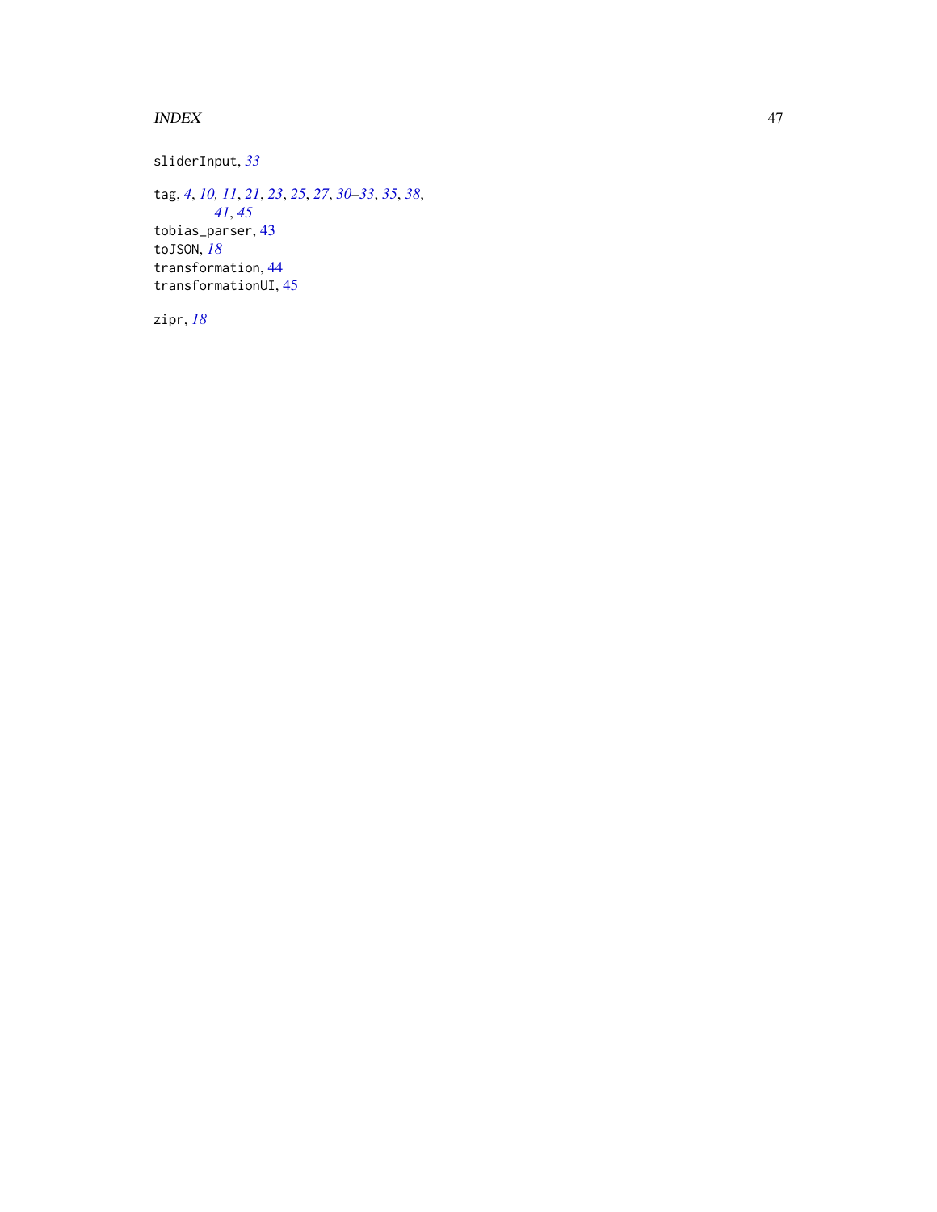sliderInput, *33*

tag, *4*, *10, 11*, *21*, *23*, *25*, *27*, *30–33*, *35*, *38*, *41*, *45*
tobias_parser, 43
toJSON, *18*
transformation, 44
transformationUI, 45

zipr, *18*